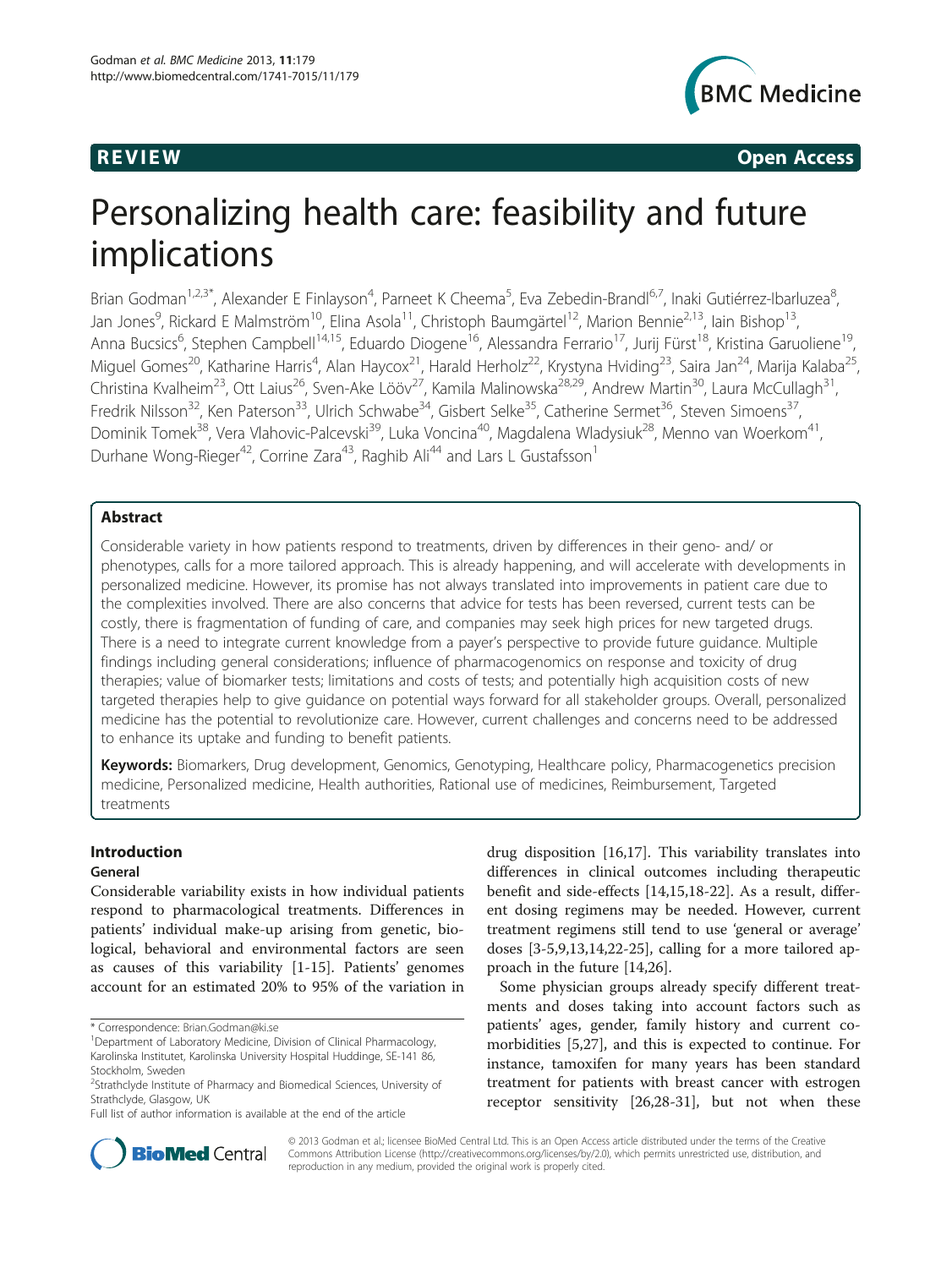REVIEW **Open Access**

# Personalizing health care: feasibility and future implications

Brian Godman[1,2,3*], Alexander E Finlayson[4], Parneet K Cheema[5], Eva Zebedin-Brandl[6,7], Inaki Gutiérrez-Ibarluzea[8], Jan Jones[9], Rickard E Malmström[10], Elina Asola[11], Christoph Baumgärtel[12], Marion Bennie[2,13], Iain Bishop[13], Anna Bucsics[6], Stephen Campbell[14,15], Eduardo Diogene[16], Alessandra Ferrario[17], Jurij Fürst[18], Kristina Garuoliene[19], Miguel Gomes[20], Katharine Harris[4], Alan Haycox[21], Harald Herholz[22], Krystyna Hviding[23], Saira Jan[24], Marija Kalaba[25], Christina Kvalheim[23], Ott Laius[26], Sven-Ake Lööv[27], Kamila Malinowska[28,29], Andrew Martin[30], Laura McCullagh[31], Fredrik Nilsson[32], Ken Paterson[33], Ulrich Schwabe[34], Gisbert Selke[35], Catherine Sermet[36], Steven Simoens[37], Dominik Tomek[38], Vera Vlahovic-Palcevski[39], Luka Voncina[40], Magdalena Wladysiuk[28], Menno van Woerkom[41], Durhane Wong-Rieger[42], Corrine Zara[43], Raghib Ali[44] and Lars L Gustafsson[1]

## Abstract

Considerable variety in how patients respond to treatments, driven by differences in their geno- and/ or phenotypes, calls for a more tailored approach. This is already happening, and will accelerate with developments in personalized medicine. However, its promise has not always translated into improvements in patient care due to the complexities involved. There are also concerns that advice for tests has been reversed, current tests can be costly, there is fragmentation of funding of care, and companies may seek high prices for new targeted drugs. There is a need to integrate current knowledge from a payer's perspective to provide future guidance. Multiple findings including general considerations; influence of pharmacogenomics on response and toxicity of drug therapies; value of biomarker tests; limitations and costs of tests; and potentially high acquisition costs of new targeted therapies help to give guidance on potential ways forward for all stakeholder groups. Overall, personalized medicine has the potential to revolutionize care. However, current challenges and concerns need to be addressed to enhance its uptake and funding to benefit patients.

**Keywords:** Biomarkers, Drug development, Genomics, Genotyping, Healthcare policy, Pharmacogenetics precision medicine, Personalized medicine, Health authorities, Rational use of medicines, Reimbursement, Targeted treatments

## Introduction

### General

Considerable variability exists in how individual patients respond to pharmacological treatments. Differences in patients' individual make-up arising from genetic, biological, behavioral and environmental factors are seen as causes of this variability [1-15]. Patients' genomes account for an estimated 20% to 95% of the variation in drug disposition [16,17]. This variability translates into differences in clinical outcomes including therapeutic benefit and side-effects [14,15,18-22]. As a result, different dosing regimens may be needed. However, current treatment regimens still tend to use 'general or average' doses [3-5,9,13,14,22-25], calling for a more tailored approach in the future [14,26].

Some physician groups already specify different treatments and doses taking into account factors such as patients' ages, gender, family history and current comorbidities [5,27], and this is expected to continue. For instance, tamoxifen for many years has been standard treatment for patients with breast cancer with estrogen receptor sensitivity [26,28-31], but not when these

\* Correspondence: Brian.Godman@ki.se
[1]Department of Laboratory Medicine, Division of Clinical Pharmacology, Karolinska Institutet, Karolinska University Hospital Huddinge, SE-141 86, Stockholm, Sweden
[2]Strathclyde Institute of Pharmacy and Biomedical Sciences, University of Strathclyde, Glasgow, UK
Full list of author information is available at the end of the article

© 2013 Godman et al.; licensee BioMed Central Ltd. This is an Open Access article distributed under the terms of the Creative Commons Attribution License (http://creativecommons.org/licenses/by/2.0), which permits unrestricted use, distribution, and reproduction in any medium, provided the original work is properly cited.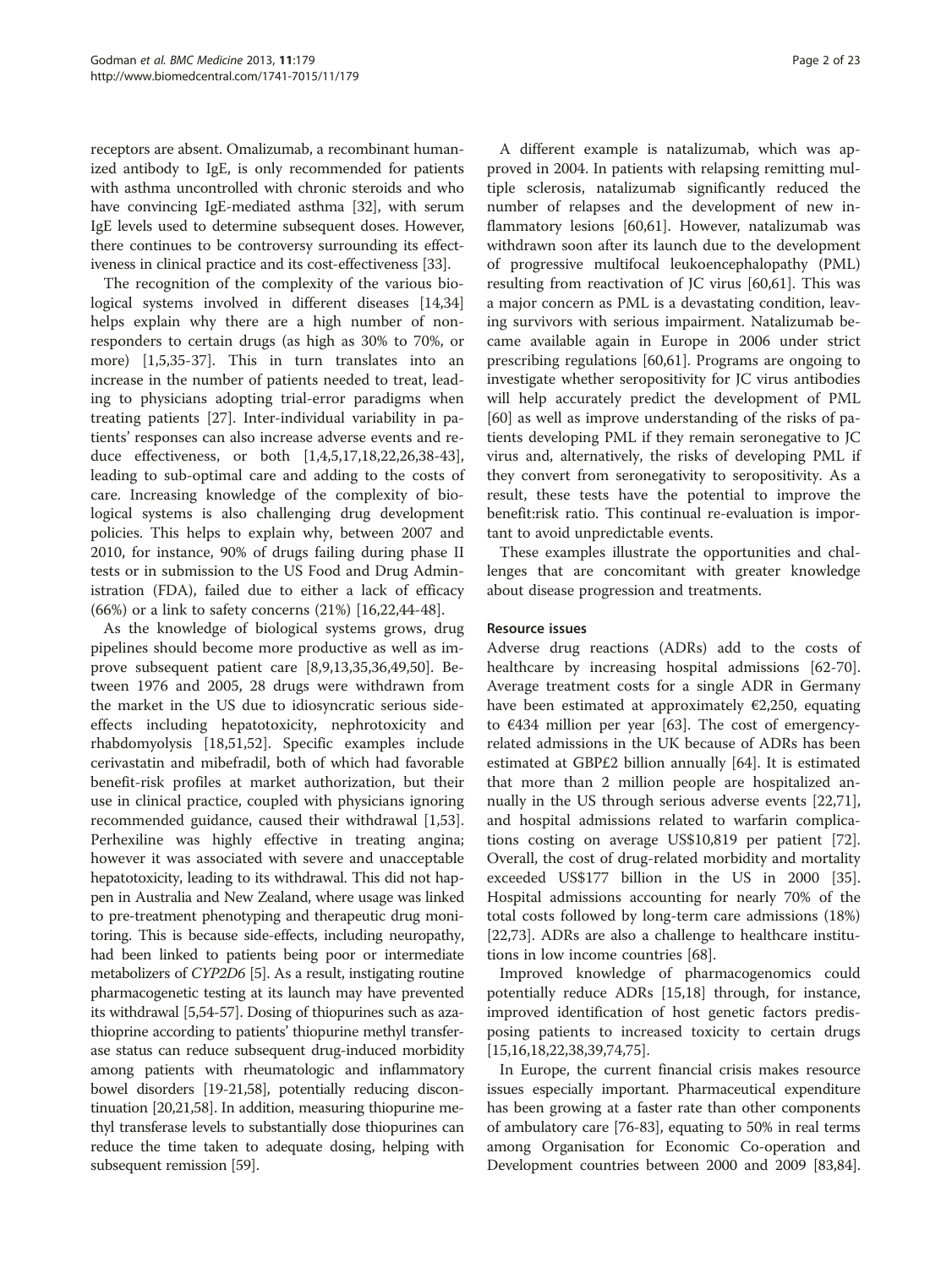receptors are absent. Omalizumab, a recombinant humanized antibody to IgE, is only recommended for patients with asthma uncontrolled with chronic steroids and who have convincing IgE-mediated asthma [32], with serum IgE levels used to determine subsequent doses. However, there continues to be controversy surrounding its effectiveness in clinical practice and its cost-effectiveness [33].

The recognition of the complexity of the various biological systems involved in different diseases [14,34] helps explain why there are a high number of non-responders to certain drugs (as high as 30% to 70%, or more) [1,5,35-37]. This in turn translates into an increase in the number of patients needed to treat, leading to physicians adopting trial-error paradigms when treating patients [27]. Inter-individual variability in patients' responses can also increase adverse events and reduce effectiveness, or both [1,4,5,17,18,22,26,38-43], leading to sub-optimal care and adding to the costs of care. Increasing knowledge of the complexity of biological systems is also challenging drug development policies. This helps to explain why, between 2007 and 2010, for instance, 90% of drugs failing during phase II tests or in submission to the US Food and Drug Administration (FDA), failed due to either a lack of efficacy (66%) or a link to safety concerns (21%) [16,22,44-48].

As the knowledge of biological systems grows, drug pipelines should become more productive as well as improve subsequent patient care [8,9,13,35,36,49,50]. Between 1976 and 2005, 28 drugs were withdrawn from the market in the US due to idiosyncratic serious side-effects including hepatotoxicity, nephrotoxicity and rhabdomyolysis [18,51,52]. Specific examples include cerivastatin and mibefradil, both of which had favorable benefit-risk profiles at market authorization, but their use in clinical practice, coupled with physicians ignoring recommended guidance, caused their withdrawal [1,53]. Perhexiline was highly effective in treating angina; however it was associated with severe and unacceptable hepatotoxicity, leading to its withdrawal. This did not happen in Australia and New Zealand, where usage was linked to pre-treatment phenotyping and therapeutic drug monitoring. This is because side-effects, including neuropathy, had been linked to patients being poor or intermediate metabolizers of *CYP2D6* [5]. As a result, instigating routine pharmacogenetic testing at its launch may have prevented its withdrawal [5,54-57]. Dosing of thiopurines such as azathioprine according to patients' thiopurine methyl transferase status can reduce subsequent drug-induced morbidity among patients with rheumatologic and inflammatory bowel disorders [19-21,58], potentially reducing discontinuation [20,21,58]. In addition, measuring thiopurine methyl transferase levels to substantially dose thiopurines can reduce the time taken to adequate dosing, helping with subsequent remission [59].

A different example is natalizumab, which was approved in 2004. In patients with relapsing remitting multiple sclerosis, natalizumab significantly reduced the number of relapses and the development of new inflammatory lesions [60,61]. However, natalizumab was withdrawn soon after its launch due to the development of progressive multifocal leukoencephalopathy (PML) resulting from reactivation of JC virus [60,61]. This was a major concern as PML is a devastating condition, leaving survivors with serious impairment. Natalizumab became available again in Europe in 2006 under strict prescribing regulations [60,61]. Programs are ongoing to investigate whether seropositivity for JC virus antibodies will help accurately predict the development of PML [60] as well as improve understanding of the risks of patients developing PML if they remain seronegative to JC virus and, alternatively, the risks of developing PML if they convert from seronegativity to seropositivity. As a result, these tests have the potential to improve the benefit:risk ratio. This continual re-evaluation is important to avoid unpredictable events.

These examples illustrate the opportunities and challenges that are concomitant with greater knowledge about disease progression and treatments.

### Resource issues

Adverse drug reactions (ADRs) add to the costs of healthcare by increasing hospital admissions [62-70]. Average treatment costs for a single ADR in Germany have been estimated at approximately €2,250, equating to €434 million per year [63]. The cost of emergency-related admissions in the UK because of ADRs has been estimated at GBP£2 billion annually [64]. It is estimated that more than 2 million people are hospitalized annually in the US through serious adverse events [22,71], and hospital admissions related to warfarin complications costing on average US$10,819 per patient [72]. Overall, the cost of drug-related morbidity and mortality exceeded US$177 billion in the US in 2000 [35]. Hospital admissions accounting for nearly 70% of the total costs followed by long-term care admissions (18%) [22,73]. ADRs are also a challenge to healthcare institutions in low income countries [68].

Improved knowledge of pharmacogenomics could potentially reduce ADRs [15,18] through, for instance, improved identification of host genetic factors predisposing patients to increased toxicity to certain drugs [15,16,18,22,38,39,74,75].

In Europe, the current financial crisis makes resource issues especially important. Pharmaceutical expenditure has been growing at a faster rate than other components of ambulatory care [76-83], equating to 50% in real terms among Organisation for Economic Co-operation and Development countries between 2000 and 2009 [83,84].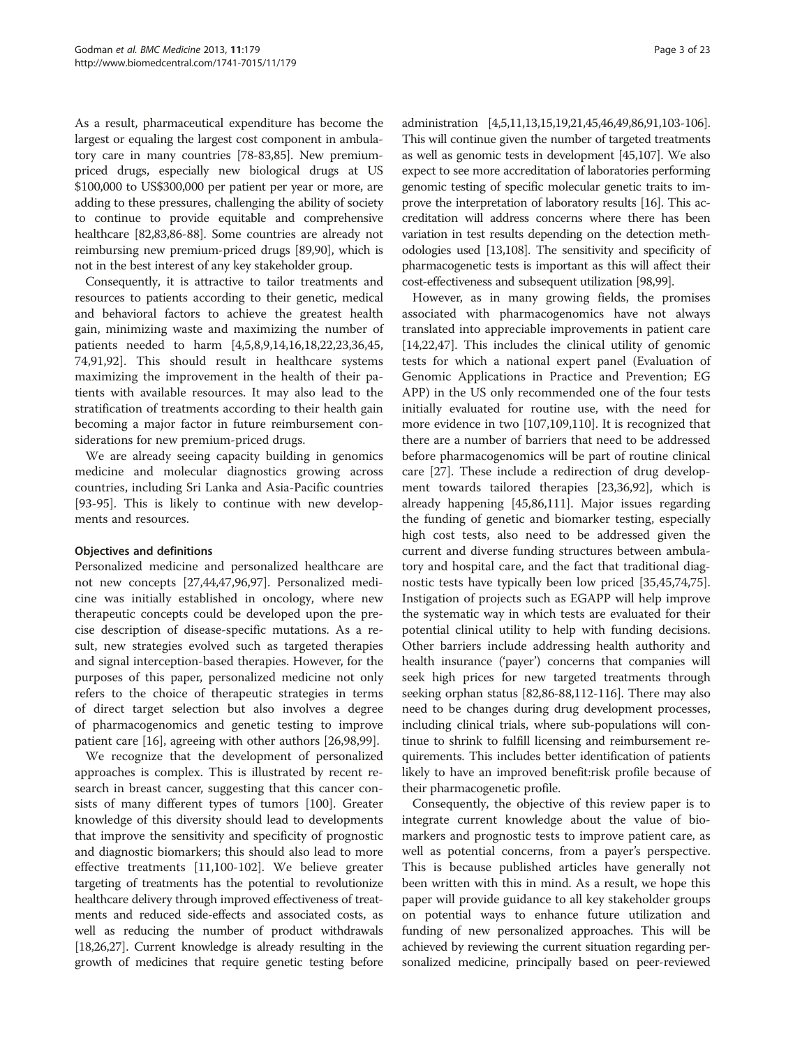As a result, pharmaceutical expenditure has become the largest or equaling the largest cost component in ambulatory care in many countries [78-83,85]. New premium-priced drugs, especially new biological drugs at US $100,000 to US$300,000 per patient per year or more, are adding to these pressures, challenging the ability of society to continue to provide equitable and comprehensive healthcare [82,83,86-88]. Some countries are already not reimbursing new premium-priced drugs [89,90], which is not in the best interest of any key stakeholder group.

Consequently, it is attractive to tailor treatments and resources to patients according to their genetic, medical and behavioral factors to achieve the greatest health gain, minimizing waste and maximizing the number of patients needed to harm [4,5,8,9,14,16,18,22,23,36,45,74,91,92]. This should result in healthcare systems maximizing the improvement in the health of their patients with available resources. It may also lead to the stratification of treatments according to their health gain becoming a major factor in future reimbursement considerations for new premium-priced drugs.

We are already seeing capacity building in genomics medicine and molecular diagnostics growing across countries, including Sri Lanka and Asia-Pacific countries [93-95]. This is likely to continue with new developments and resources.

### Objectives and definitions

Personalized medicine and personalized healthcare are not new concepts [27,44,47,96,97]. Personalized medicine was initially established in oncology, where new therapeutic concepts could be developed upon the precise description of disease-specific mutations. As a result, new strategies evolved such as targeted therapies and signal interception-based therapies. However, for the purposes of this paper, personalized medicine not only refers to the choice of therapeutic strategies in terms of direct target selection but also involves a degree of pharmacogenomics and genetic testing to improve patient care [16], agreeing with other authors [26,98,99].

We recognize that the development of personalized approaches is complex. This is illustrated by recent research in breast cancer, suggesting that this cancer consists of many different types of tumors [100]. Greater knowledge of this diversity should lead to developments that improve the sensitivity and specificity of prognostic and diagnostic biomarkers; this should also lead to more effective treatments [11,100-102]. We believe greater targeting of treatments has the potential to revolutionize healthcare delivery through improved effectiveness of treatments and reduced side-effects and associated costs, as well as reducing the number of product withdrawals [18,26,27]. Current knowledge is already resulting in the growth of medicines that require genetic testing before administration [4,5,11,13,15,19,21,45,46,49,86,91,103-106]. This will continue given the number of targeted treatments as well as genomic tests in development [45,107]. We also expect to see more accreditation of laboratories performing genomic testing of specific molecular genetic traits to improve the interpretation of laboratory results [16]. This accreditation will address concerns where there has been variation in test results depending on the detection methodologies used [13,108]. The sensitivity and specificity of pharmacogenetic tests is important as this will affect their cost-effectiveness and subsequent utilization [98,99].

However, as in many growing fields, the promises associated with pharmacogenomics have not always translated into appreciable improvements in patient care [14,22,47]. This includes the clinical utility of genomic tests for which a national expert panel (Evaluation of Genomic Applications in Practice and Prevention; EG APP) in the US only recommended one of the four tests initially evaluated for routine use, with the need for more evidence in two [107,109,110]. It is recognized that there are a number of barriers that need to be addressed before pharmacogenomics will be part of routine clinical care [27]. These include a redirection of drug development towards tailored therapies [23,36,92], which is already happening [45,86,111]. Major issues regarding the funding of genetic and biomarker testing, especially high cost tests, also need to be addressed given the current and diverse funding structures between ambulatory and hospital care, and the fact that traditional diagnostic tests have typically been low priced [35,45,74,75]. Instigation of projects such as EGAPP will help improve the systematic way in which tests are evaluated for their potential clinical utility to help with funding decisions. Other barriers include addressing health authority and health insurance ('payer') concerns that companies will seek high prices for new targeted treatments through seeking orphan status [82,86-88,112-116]. There may also need to be changes during drug development processes, including clinical trials, where sub-populations will continue to shrink to fulfill licensing and reimbursement requirements. This includes better identification of patients likely to have an improved benefit:risk profile because of their pharmacogenetic profile.

Consequently, the objective of this review paper is to integrate current knowledge about the value of biomarkers and prognostic tests to improve patient care, as well as potential concerns, from a payer's perspective. This is because published articles have generally not been written with this in mind. As a result, we hope this paper will provide guidance to all key stakeholder groups on potential ways to enhance future utilization and funding of new personalized approaches. This will be achieved by reviewing the current situation regarding personalized medicine, principally based on peer-reviewed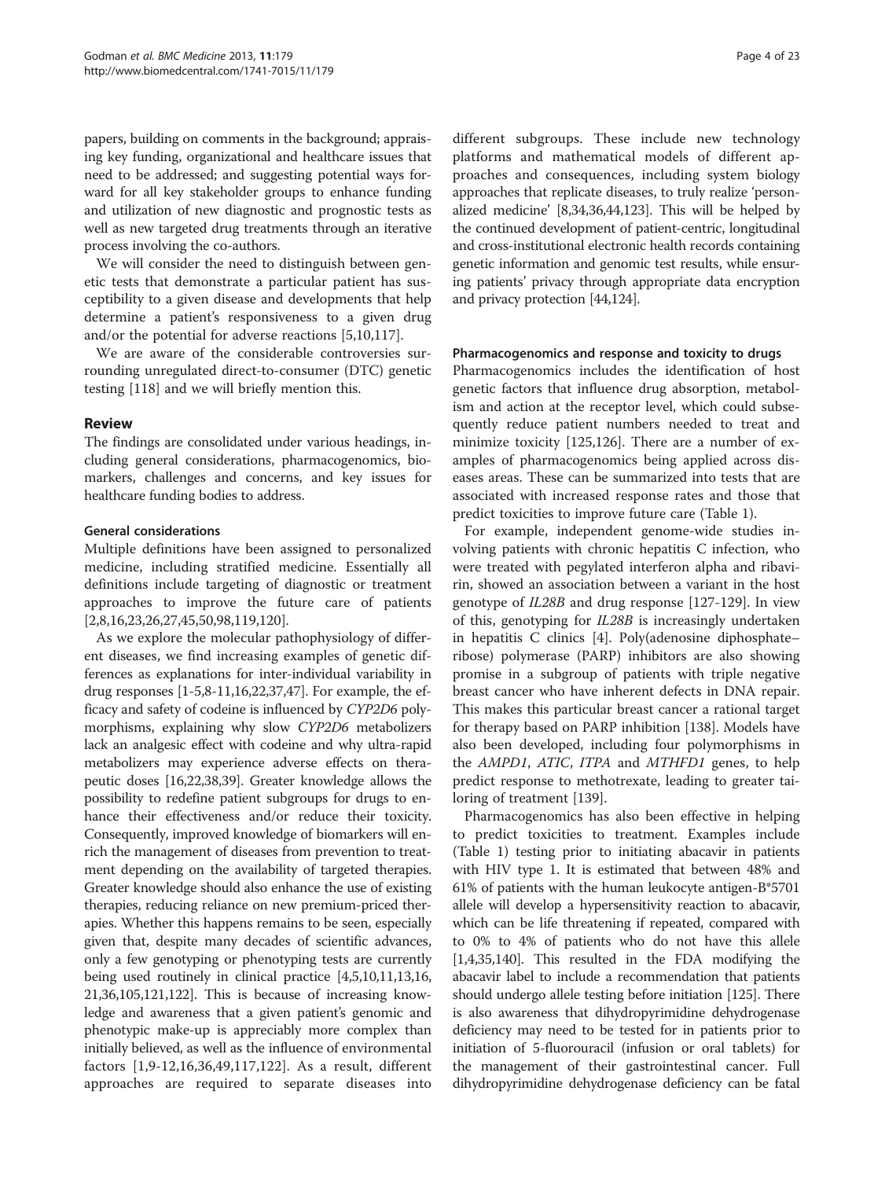papers, building on comments in the background; appraising key funding, organizational and healthcare issues that need to be addressed; and suggesting potential ways forward for all key stakeholder groups to enhance funding and utilization of new diagnostic and prognostic tests as well as new targeted drug treatments through an iterative process involving the co-authors.

We will consider the need to distinguish between genetic tests that demonstrate a particular patient has susceptibility to a given disease and developments that help determine a patient's responsiveness to a given drug and/or the potential for adverse reactions [5,10,117].

We are aware of the considerable controversies surrounding unregulated direct-to-consumer (DTC) genetic testing [118] and we will briefly mention this.

## Review

The findings are consolidated under various headings, including general considerations, pharmacogenomics, biomarkers, challenges and concerns, and key issues for healthcare funding bodies to address.

### General considerations

Multiple definitions have been assigned to personalized medicine, including stratified medicine. Essentially all definitions include targeting of diagnostic or treatment approaches to improve the future care of patients [2,8,16,23,26,27,45,50,98,119,120].

As we explore the molecular pathophysiology of different diseases, we find increasing examples of genetic differences as explanations for inter-individual variability in drug responses [1-5,8-11,16,22,37,47]. For example, the efficacy and safety of codeine is influenced by *CYP2D6* polymorphisms, explaining why slow *CYP2D6* metabolizers lack an analgesic effect with codeine and why ultra-rapid metabolizers may experience adverse effects on therapeutic doses [16,22,38,39]. Greater knowledge allows the possibility to redefine patient subgroups for drugs to enhance their effectiveness and/or reduce their toxicity. Consequently, improved knowledge of biomarkers will enrich the management of diseases from prevention to treatment depending on the availability of targeted therapies. Greater knowledge should also enhance the use of existing therapies, reducing reliance on new premium-priced therapies. Whether this happens remains to be seen, especially given that, despite many decades of scientific advances, only a few genotyping or phenotyping tests are currently being used routinely in clinical practice [4,5,10,11,13,16,21,36,105,121,122]. This is because of increasing knowledge and awareness that a given patient's genomic and phenotypic make-up is appreciably more complex than initially believed, as well as the influence of environmental factors [1,9-12,16,36,49,117,122]. As a result, different approaches are required to separate diseases into different subgroups. These include new technology platforms and mathematical models of different approaches and consequences, including system biology approaches that replicate diseases, to truly realize 'personalized medicine' [8,34,36,44,123]. This will be helped by the continued development of patient-centric, longitudinal and cross-institutional electronic health records containing genetic information and genomic test results, while ensuring patients' privacy through appropriate data encryption and privacy protection [44,124].

### Pharmacogenomics and response and toxicity to drugs

Pharmacogenomics includes the identification of host genetic factors that influence drug absorption, metabolism and action at the receptor level, which could subsequently reduce patient numbers needed to treat and minimize toxicity [125,126]. There are a number of examples of pharmacogenomics being applied across diseases areas. These can be summarized into tests that are associated with increased response rates and those that predict toxicities to improve future care (Table 1).

For example, independent genome-wide studies involving patients with chronic hepatitis C infection, who were treated with pegylated interferon alpha and ribavirin, showed an association between a variant in the host genotype of *IL28B* and drug response [127-129]. In view of this, genotyping for *IL28B* is increasingly undertaken in hepatitis C clinics [4]. Poly(adenosine diphosphate–ribose) polymerase (PARP) inhibitors are also showing promise in a subgroup of patients with triple negative breast cancer who have inherent defects in DNA repair. This makes this particular breast cancer a rational target for therapy based on PARP inhibition [138]. Models have also been developed, including four polymorphisms in the *AMPD1*, *ATIC*, *ITPA* and *MTHFD1* genes, to help predict response to methotrexate, leading to greater tailoring of treatment [139].

Pharmacogenomics has also been effective in helping to predict toxicities to treatment. Examples include (Table 1) testing prior to initiating abacavir in patients with HIV type 1. It is estimated that between 48% and 61% of patients with the human leukocyte antigen-B*5701 allele will develop a hypersensitivity reaction to abacavir, which can be life threatening if repeated, compared with to 0% to 4% of patients who do not have this allele [1,4,35,140]. This resulted in the FDA modifying the abacavir label to include a recommendation that patients should undergo allele testing before initiation [125]. There is also awareness that dihydropyrimidine dehydrogenase deficiency may need to be tested for in patients prior to initiation of 5-fluorouracil (infusion or oral tablets) for the management of their gastrointestinal cancer. Full dihydropyrimidine dehydrogenase deficiency can be fatal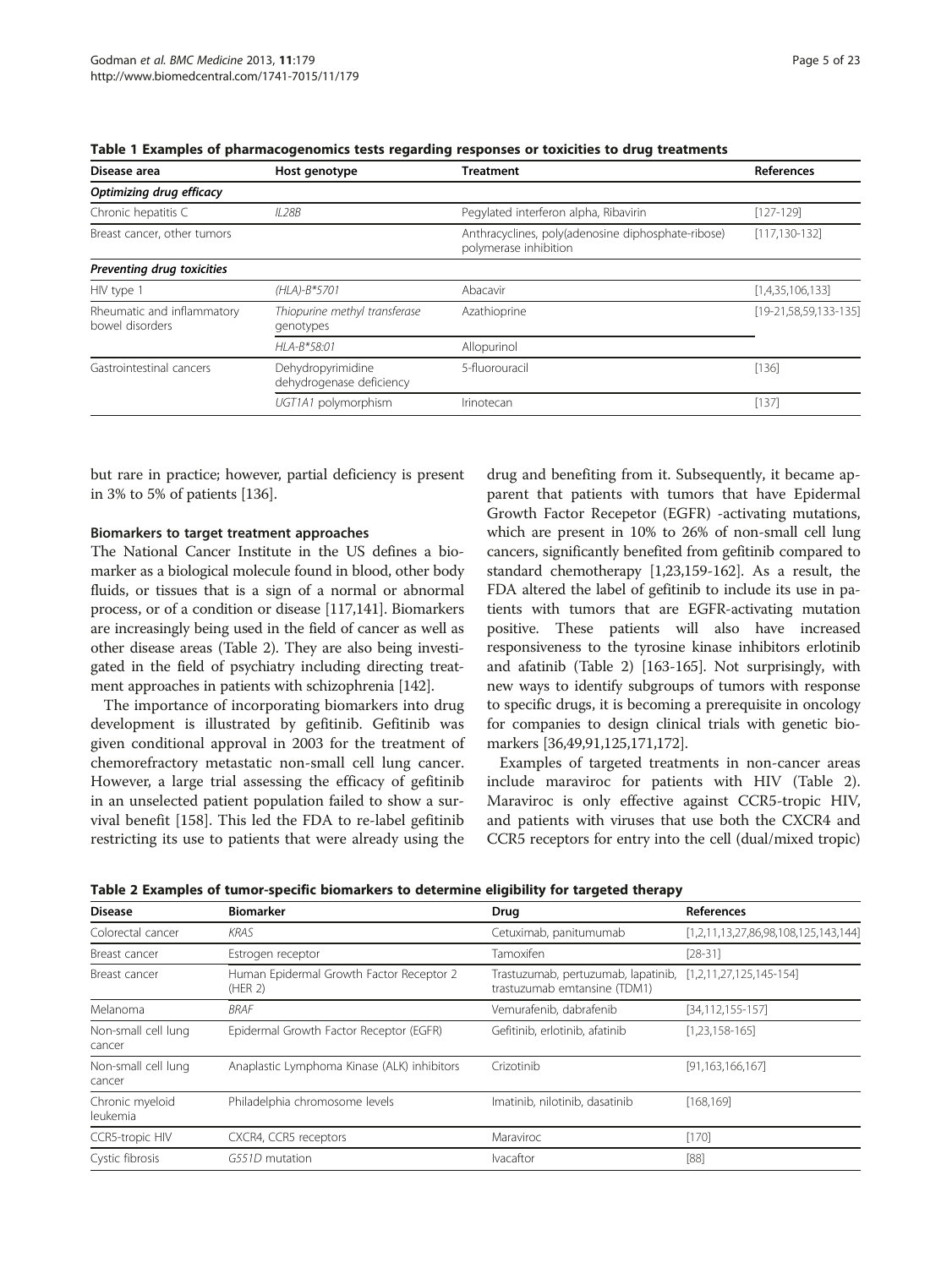**Table 1 Examples of pharmacogenomics tests regarding responses or toxicities to drug treatments**

| Disease area | Host genotype | Treatment | References |
| --- | --- | --- | --- |
| ***Optimizing drug efficacy*** | | | |
| Chronic hepatitis C | *IL28B* | Pegylated interferon alpha, Ribavirin | [127-129] |
| Breast cancer, other tumors | | Anthracyclines, poly(adenosine diphosphate-ribose) polymerase inhibition | [117,130-132] |
| ***Preventing drug toxicities*** | | | |
| HIV type 1 | *(HLA)-B*5701* | Abacavir | [1,4,35,106,133] |
| Rheumatic and inflammatory bowel disorders | *Thiopurine methyl transferase* genotypes | Azathioprine | [19-21,58,59,133-135] |
| | *HLA-B*58:01* | Allopurinol | |
| Gastrointestinal cancers | Dehydropyrimidine dehydrogenase deficiency | 5-fluorouracil | [136] |
| | *UGT1A1* polymorphism | Irinotecan | [137] |

but rare in practice; however, partial deficiency is present in 3% to 5% of patients [136].

#### Biomarkers to target treatment approaches

The National Cancer Institute in the US defines a biomarker as a biological molecule found in blood, other body fluids, or tissues that is a sign of a normal or abnormal process, or of a condition or disease [117,141]. Biomarkers are increasingly being used in the field of cancer as well as other disease areas (Table 2). They are also being investigated in the field of psychiatry including directing treatment approaches in patients with schizophrenia [142].

The importance of incorporating biomarkers into drug development is illustrated by gefitinib. Gefitinib was given conditional approval in 2003 for the treatment of chemorefractory metastatic non-small cell lung cancer. However, a large trial assessing the efficacy of gefitinib in an unselected patient population failed to show a survival benefit [158]. This led the FDA to re-label gefitinib restricting its use to patients that were already using the drug and benefiting from it. Subsequently, it became apparent that patients with tumors that have Epidermal Growth Factor Recepetor (EGFR) -activating mutations, which are present in 10% to 26% of non-small cell lung cancers, significantly benefited from gefitinib compared to standard chemotherapy [1,23,159-162]. As a result, the FDA altered the label of gefitinib to include its use in patients with tumors that are EGFR-activating mutation positive. These patients will also have increased responsiveness to the tyrosine kinase inhibitors erlotinib and afatinib (Table 2) [163-165]. Not surprisingly, with new ways to identify subgroups of tumors with response to specific drugs, it is becoming a prerequisite in oncology for companies to design clinical trials with genetic biomarkers [36,49,91,125,171,172].

Examples of targeted treatments in non-cancer areas include maraviroc for patients with HIV (Table 2). Maraviroc is only effective against CCR5-tropic HIV, and patients with viruses that use both the CXCR4 and CCR5 receptors for entry into the cell (dual/mixed tropic)

**Table 2 Examples of tumor-specific biomarkers to determine eligibility for targeted therapy**

| Disease | Biomarker | Drug | References |
| --- | --- | --- | --- |
| Colorectal cancer | *KRAS* | Cetuximab, panitumumab | [1,2,11,13,27,86,98,108,125,143,144] |
| Breast cancer | Estrogen receptor | Tamoxifen | [28-31] |
| Breast cancer | Human Epidermal Growth Factor Receptor 2 (HER 2) | Trastuzumab, pertuzumab, lapatinib, trastuzumab emtansine (TDM1) | [1,2,11,27,125,145-154] |
| Melanoma | *BRAF* | Vemurafenib, dabrafenib | [34,112,155-157] |
| Non-small cell lung cancer | Epidermal Growth Factor Receptor (EGFR) | Gefitinib, erlotinib, afatinib | [1,23,158-165] |
| Non-small cell lung cancer | Anaplastic Lymphoma Kinase (ALK) inhibitors | Crizotinib | [91,163,166,167] |
| Chronic myeloid leukemia | Philadelphia chromosome levels | Imatinib, nilotinib, dasatinib | [168,169] |
| CCR5-tropic HIV | CXCR4, CCR5 receptors | Maraviroc | [170] |
| Cystic fibrosis | *G551D* mutation | Ivacaftor | [88] |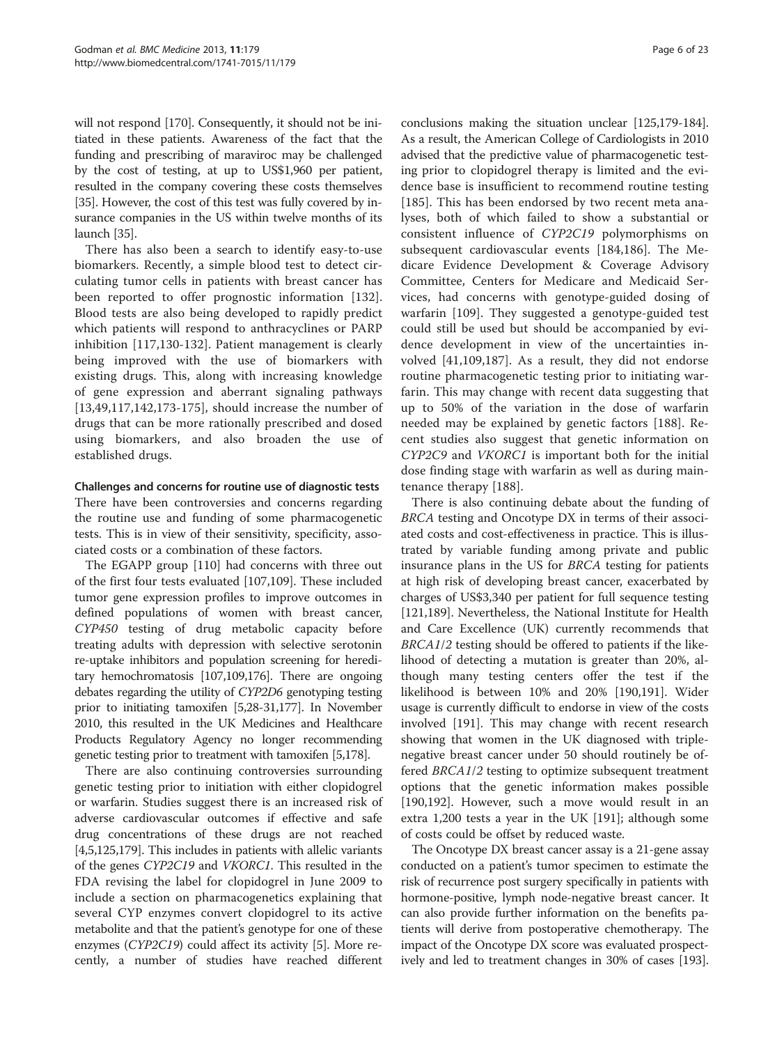will not respond [170]. Consequently, it should not be initiated in these patients. Awareness of the fact that the funding and prescribing of maraviroc may be challenged by the cost of testing, at up to US$1,960 per patient, resulted in the company covering these costs themselves [35]. However, the cost of this test was fully covered by insurance companies in the US within twelve months of its launch [35].

There has also been a search to identify easy-to-use biomarkers. Recently, a simple blood test to detect circulating tumor cells in patients with breast cancer has been reported to offer prognostic information [132]. Blood tests are also being developed to rapidly predict which patients will respond to anthracyclines or PARP inhibition [117,130-132]. Patient management is clearly being improved with the use of biomarkers with existing drugs. This, along with increasing knowledge of gene expression and aberrant signaling pathways [13,49,117,142,173-175], should increase the number of drugs that can be more rationally prescribed and dosed using biomarkers, and also broaden the use of established drugs.

### Challenges and concerns for routine use of diagnostic tests

There have been controversies and concerns regarding the routine use and funding of some pharmacogenetic tests. This is in view of their sensitivity, specificity, associated costs or a combination of these factors.

The EGAPP group [110] had concerns with three out of the first four tests evaluated [107,109]. These included tumor gene expression profiles to improve outcomes in defined populations of women with breast cancer, *CYP450* testing of drug metabolic capacity before treating adults with depression with selective serotonin re-uptake inhibitors and population screening for hereditary hemochromatosis [107,109,176]. There are ongoing debates regarding the utility of *CYP2D6* genotyping testing prior to initiating tamoxifen [5,28-31,177]. In November 2010, this resulted in the UK Medicines and Healthcare Products Regulatory Agency no longer recommending genetic testing prior to treatment with tamoxifen [5,178].

There are also continuing controversies surrounding genetic testing prior to initiation with either clopidogrel or warfarin. Studies suggest there is an increased risk of adverse cardiovascular outcomes if effective and safe drug concentrations of these drugs are not reached [4,5,125,179]. This includes in patients with allelic variants of the genes *CYP2C19* and *VKORC1*. This resulted in the FDA revising the label for clopidogrel in June 2009 to include a section on pharmacogenetics explaining that several CYP enzymes convert clopidogrel to its active metabolite and that the patient's genotype for one of these enzymes (*CYP2C19*) could affect its activity [5]. More recently, a number of studies have reached different conclusions making the situation unclear [125,179-184]. As a result, the American College of Cardiologists in 2010 advised that the predictive value of pharmacogenetic testing prior to clopidogrel therapy is limited and the evidence base is insufficient to recommend routine testing [185]. This has been endorsed by two recent meta analyses, both of which failed to show a substantial or consistent influence of *CYP2C19* polymorphisms on subsequent cardiovascular events [184,186]. The Medicare Evidence Development & Coverage Advisory Committee, Centers for Medicare and Medicaid Services, had concerns with genotype-guided dosing of warfarin [109]. They suggested a genotype-guided test could still be used but should be accompanied by evidence development in view of the uncertainties involved [41,109,187]. As a result, they did not endorse routine pharmacogenetic testing prior to initiating warfarin. This may change with recent data suggesting that up to 50% of the variation in the dose of warfarin needed may be explained by genetic factors [188]. Recent studies also suggest that genetic information on *CYP2C9* and *VKORC1* is important both for the initial dose finding stage with warfarin as well as during maintenance therapy [188].

There is also continuing debate about the funding of *BRCA* testing and Oncotype DX in terms of their associated costs and cost-effectiveness in practice. This is illustrated by variable funding among private and public insurance plans in the US for *BRCA* testing for patients at high risk of developing breast cancer, exacerbated by charges of US$3,340 per patient for full sequence testing [121,189]. Nevertheless, the National Institute for Health and Care Excellence (UK) currently recommends that *BRCA1/2* testing should be offered to patients if the likelihood of detecting a mutation is greater than 20%, although many testing centers offer the test if the likelihood is between 10% and 20% [190,191]. Wider usage is currently difficult to endorse in view of the costs involved [191]. This may change with recent research showing that women in the UK diagnosed with triple-negative breast cancer under 50 should routinely be offered *BRCA1/2* testing to optimize subsequent treatment options that the genetic information makes possible [190,192]. However, such a move would result in an extra 1,200 tests a year in the UK [191]; although some of costs could be offset by reduced waste.

The Oncotype DX breast cancer assay is a 21-gene assay conducted on a patient's tumor specimen to estimate the risk of recurrence post surgery specifically in patients with hormone-positive, lymph node-negative breast cancer. It can also provide further information on the benefits patients will derive from postoperative chemotherapy. The impact of the Oncotype DX score was evaluated prospectively and led to treatment changes in 30% of cases [193].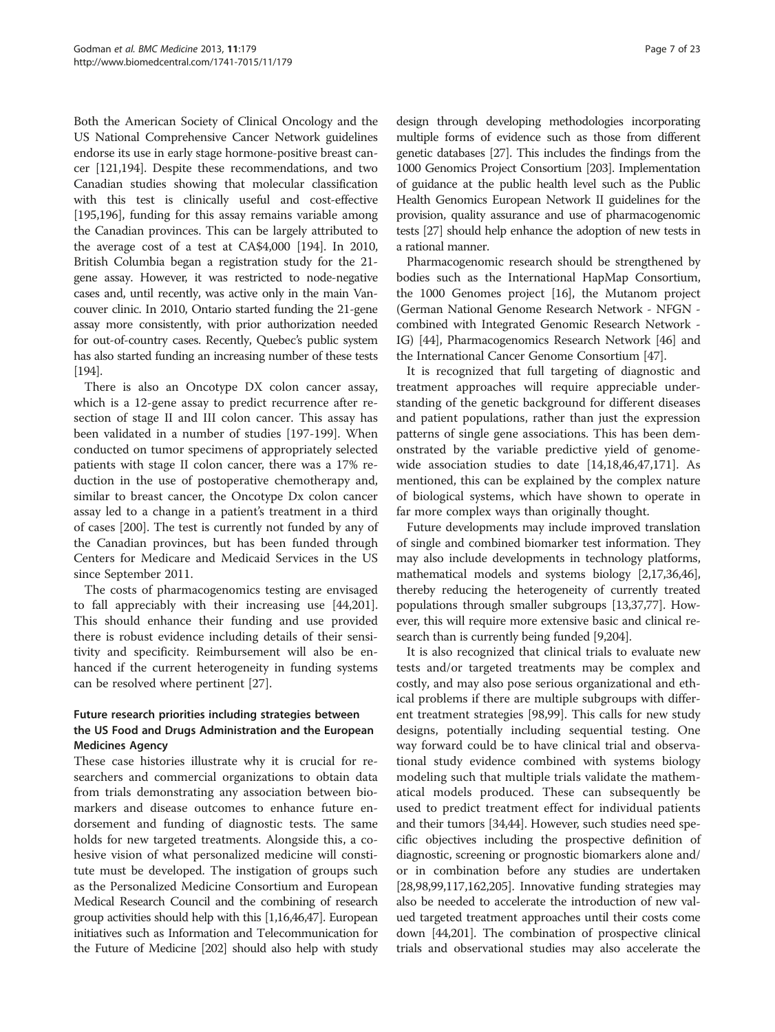Both the American Society of Clinical Oncology and the US National Comprehensive Cancer Network guidelines endorse its use in early stage hormone-positive breast cancer [121,194]. Despite these recommendations, and two Canadian studies showing that molecular classification with this test is clinically useful and cost-effective [195,196], funding for this assay remains variable among the Canadian provinces. This can be largely attributed to the average cost of a test at CA$4,000 [194]. In 2010, British Columbia began a registration study for the 21-gene assay. However, it was restricted to node-negative cases and, until recently, was active only in the main Vancouver clinic. In 2010, Ontario started funding the 21-gene assay more consistently, with prior authorization needed for out-of-country cases. Recently, Quebec's public system has also started funding an increasing number of these tests [194].

There is also an Oncotype DX colon cancer assay, which is a 12-gene assay to predict recurrence after resection of stage II and III colon cancer. This assay has been validated in a number of studies [197-199]. When conducted on tumor specimens of appropriately selected patients with stage II colon cancer, there was a 17% reduction in the use of postoperative chemotherapy and, similar to breast cancer, the Oncotype Dx colon cancer assay led to a change in a patient's treatment in a third of cases [200]. The test is currently not funded by any of the Canadian provinces, but has been funded through Centers for Medicare and Medicaid Services in the US since September 2011.

The costs of pharmacogenomics testing are envisaged to fall appreciably with their increasing use [44,201]. This should enhance their funding and use provided there is robust evidence including details of their sensitivity and specificity. Reimbursement will also be enhanced if the current heterogeneity in funding systems can be resolved where pertinent [27].

### Future research priorities including strategies between the US Food and Drugs Administration and the European Medicines Agency

These case histories illustrate why it is crucial for researchers and commercial organizations to obtain data from trials demonstrating any association between biomarkers and disease outcomes to enhance future endorsement and funding of diagnostic tests. The same holds for new targeted treatments. Alongside this, a cohesive vision of what personalized medicine will constitute must be developed. The instigation of groups such as the Personalized Medicine Consortium and European Medical Research Council and the combining of research group activities should help with this [1,16,46,47]. European initiatives such as Information and Telecommunication for the Future of Medicine [202] should also help with study design through developing methodologies incorporating multiple forms of evidence such as those from different genetic databases [27]. This includes the findings from the 1000 Genomics Project Consortium [203]. Implementation of guidance at the public health level such as the Public Health Genomics European Network II guidelines for the provision, quality assurance and use of pharmacogenomic tests [27] should help enhance the adoption of new tests in a rational manner.

Pharmacogenomic research should be strengthened by bodies such as the International HapMap Consortium, the 1000 Genomes project [16], the Mutanom project (German National Genome Research Network - NFGN - combined with Integrated Genomic Research Network - IG) [44], Pharmacogenomics Research Network [46] and the International Cancer Genome Consortium [47].

It is recognized that full targeting of diagnostic and treatment approaches will require appreciable understanding of the genetic background for different diseases and patient populations, rather than just the expression patterns of single gene associations. This has been demonstrated by the variable predictive yield of genome-wide association studies to date [14,18,46,47,171]. As mentioned, this can be explained by the complex nature of biological systems, which have shown to operate in far more complex ways than originally thought.

Future developments may include improved translation of single and combined biomarker test information. They may also include developments in technology platforms, mathematical models and systems biology [2,17,36,46], thereby reducing the heterogeneity of currently treated populations through smaller subgroups [13,37,77]. However, this will require more extensive basic and clinical research than is currently being funded [9,204].

It is also recognized that clinical trials to evaluate new tests and/or targeted treatments may be complex and costly, and may also pose serious organizational and ethical problems if there are multiple subgroups with different treatment strategies [98,99]. This calls for new study designs, potentially including sequential testing. One way forward could be to have clinical trial and observational study evidence combined with systems biology modeling such that multiple trials validate the mathematical models produced. These can subsequently be used to predict treatment effect for individual patients and their tumors [34,44]. However, such studies need specific objectives including the prospective definition of diagnostic, screening or prognostic biomarkers alone and/or in combination before any studies are undertaken [28,98,99,117,162,205]. Innovative funding strategies may also be needed to accelerate the introduction of new valued targeted treatment approaches until their costs come down [44,201]. The combination of prospective clinical trials and observational studies may also accelerate the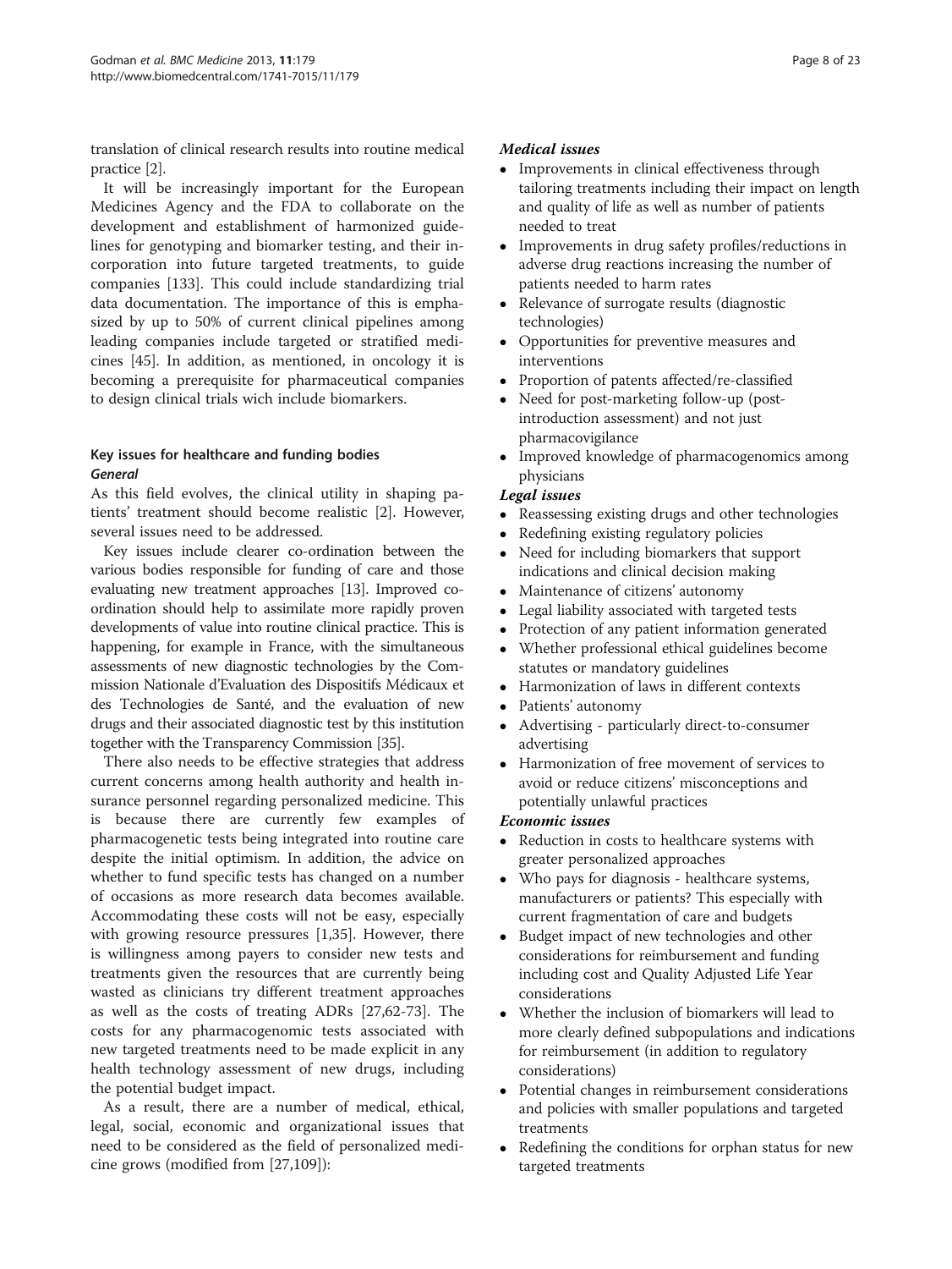translation of clinical research results into routine medical practice [2].

It will be increasingly important for the European Medicines Agency and the FDA to collaborate on the development and establishment of harmonized guidelines for genotyping and biomarker testing, and their incorporation into future targeted treatments, to guide companies [133]. This could include standardizing trial data documentation. The importance of this is emphasized by up to 50% of current clinical pipelines among leading companies include targeted or stratified medicines [45]. In addition, as mentioned, in oncology it is becoming a prerequisite for pharmaceutical companies to design clinical trials wich include biomarkers.

## Key issues for healthcare and funding bodies

### General

As this field evolves, the clinical utility in shaping patients' treatment should become realistic [2]. However, several issues need to be addressed.

Key issues include clearer co-ordination between the various bodies responsible for funding of care and those evaluating new treatment approaches [13]. Improved coordination should help to assimilate more rapidly proven developments of value into routine clinical practice. This is happening, for example in France, with the simultaneous assessments of new diagnostic technologies by the Commission Nationale d'Evaluation des Dispositifs Médicaux et des Technologies de Santé, and the evaluation of new drugs and their associated diagnostic test by this institution together with the Transparency Commission [35].

There also needs to be effective strategies that address current concerns among health authority and health insurance personnel regarding personalized medicine. This is because there are currently few examples of pharmacogenetic tests being integrated into routine care despite the initial optimism. In addition, the advice on whether to fund specific tests has changed on a number of occasions as more research data becomes available. Accommodating these costs will not be easy, especially with growing resource pressures [1,35]. However, there is willingness among payers to consider new tests and treatments given the resources that are currently being wasted as clinicians try different treatment approaches as well as the costs of treating ADRs [27,62-73]. The costs for any pharmacogenomic tests associated with new targeted treatments need to be made explicit in any health technology assessment of new drugs, including the potential budget impact.

As a result, there are a number of medical, ethical, legal, social, economic and organizational issues that need to be considered as the field of personalized medicine grows (modified from [27,109]):

### *Medical issues*

- Improvements in clinical effectiveness through tailoring treatments including their impact on length and quality of life as well as number of patients needed to treat
- Improvements in drug safety profiles/reductions in adverse drug reactions increasing the number of patients needed to harm rates
- Relevance of surrogate results (diagnostic technologies)
- Opportunities for preventive measures and interventions
- Proportion of patents affected/re-classified
- Need for post-marketing follow-up (post-introduction assessment) and not just pharmacovigilance
- Improved knowledge of pharmacogenomics among physicians

### *Legal issues*

- Reassessing existing drugs and other technologies
- Redefining existing regulatory policies
- Need for including biomarkers that support indications and clinical decision making
- Maintenance of citizens' autonomy
- Legal liability associated with targeted tests
- Protection of any patient information generated
- Whether professional ethical guidelines become statutes or mandatory guidelines
- Harmonization of laws in different contexts
- Patients' autonomy
- Advertising - particularly direct-to-consumer advertising
- Harmonization of free movement of services to avoid or reduce citizens' misconceptions and potentially unlawful practices

### *Economic issues*

- Reduction in costs to healthcare systems with greater personalized approaches
- Who pays for diagnosis - healthcare systems, manufacturers or patients? This especially with current fragmentation of care and budgets
- Budget impact of new technologies and other considerations for reimbursement and funding including cost and Quality Adjusted Life Year considerations
- Whether the inclusion of biomarkers will lead to more clearly defined subpopulations and indications for reimbursement (in addition to regulatory considerations)
- Potential changes in reimbursement considerations and policies with smaller populations and targeted treatments
- Redefining the conditions for orphan status for new targeted treatments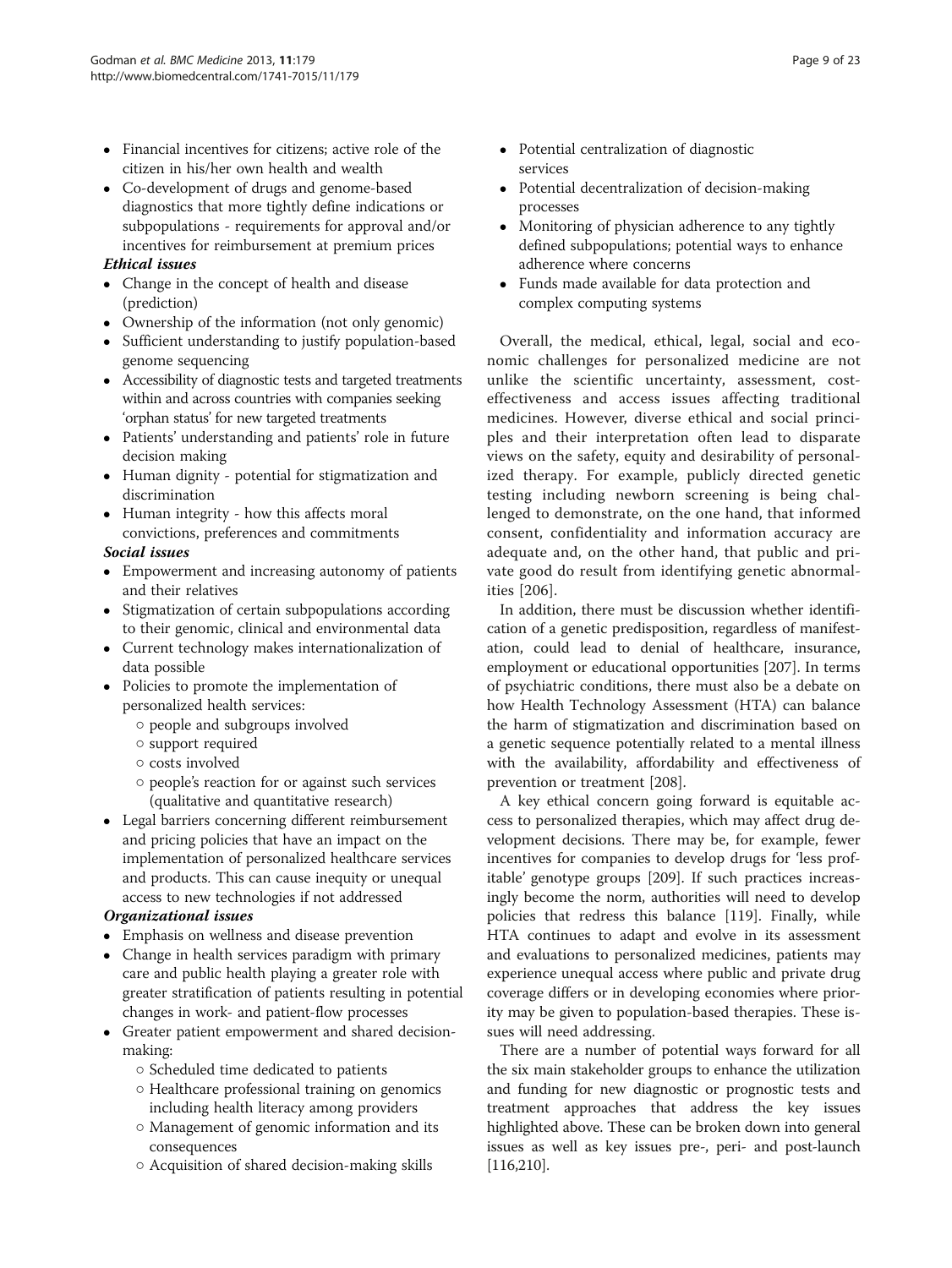- Financial incentives for citizens; active role of the citizen in his/her own health and wealth
- Co-development of drugs and genome-based diagnostics that more tightly define indications or subpopulations - requirements for approval and/or incentives for reimbursement at premium prices

***Ethical issues***

- Change in the concept of health and disease (prediction)
- Ownership of the information (not only genomic)
- Sufficient understanding to justify population-based genome sequencing
- Accessibility of diagnostic tests and targeted treatments within and across countries with companies seeking 'orphan status' for new targeted treatments
- Patients' understanding and patients' role in future decision making
- Human dignity - potential for stigmatization and discrimination
- Human integrity - how this affects moral convictions, preferences and commitments

***Social issues***

- Empowerment and increasing autonomy of patients and their relatives
- Stigmatization of certain subpopulations according to their genomic, clinical and environmental data
- Current technology makes internationalization of data possible
- Policies to promote the implementation of personalized health services:
  - people and subgroups involved
  - support required
  - costs involved
  - people's reaction for or against such services (qualitative and quantitative research)
- Legal barriers concerning different reimbursement and pricing policies that have an impact on the implementation of personalized healthcare services and products. This can cause inequity or unequal access to new technologies if not addressed

***Organizational issues***

- Emphasis on wellness and disease prevention
- Change in health services paradigm with primary care and public health playing a greater role with greater stratification of patients resulting in potential changes in work- and patient-flow processes
- Greater patient empowerment and shared decision-making:
  - Scheduled time dedicated to patients
  - Healthcare professional training on genomics including health literacy among providers
  - Management of genomic information and its consequences
  - Acquisition of shared decision-making skills
- Potential centralization of diagnostic services
- Potential decentralization of decision-making processes
- Monitoring of physician adherence to any tightly defined subpopulations; potential ways to enhance adherence where concerns
- Funds made available for data protection and complex computing systems

Overall, the medical, ethical, legal, social and economic challenges for personalized medicine are not unlike the scientific uncertainty, assessment, cost-effectiveness and access issues affecting traditional medicines. However, diverse ethical and social principles and their interpretation often lead to disparate views on the safety, equity and desirability of personalized therapy. For example, publicly directed genetic testing including newborn screening is being challenged to demonstrate, on the one hand, that informed consent, confidentiality and information accuracy are adequate and, on the other hand, that public and private good do result from identifying genetic abnormalities [206].

In addition, there must be discussion whether identification of a genetic predisposition, regardless of manifestation, could lead to denial of healthcare, insurance, employment or educational opportunities [207]. In terms of psychiatric conditions, there must also be a debate on how Health Technology Assessment (HTA) can balance the harm of stigmatization and discrimination based on a genetic sequence potentially related to a mental illness with the availability, affordability and effectiveness of prevention or treatment [208].

A key ethical concern going forward is equitable access to personalized therapies, which may affect drug development decisions. There may be, for example, fewer incentives for companies to develop drugs for 'less profitable' genotype groups [209]. If such practices increasingly become the norm, authorities will need to develop policies that redress this balance [119]. Finally, while HTA continues to adapt and evolve in its assessment and evaluations to personalized medicines, patients may experience unequal access where public and private drug coverage differs or in developing economies where priority may be given to population-based therapies. These issues will need addressing.

There are a number of potential ways forward for all the six main stakeholder groups to enhance the utilization and funding for new diagnostic or prognostic tests and treatment approaches that address the key issues highlighted above. These can be broken down into general issues as well as key issues pre-, peri- and post-launch [116,210].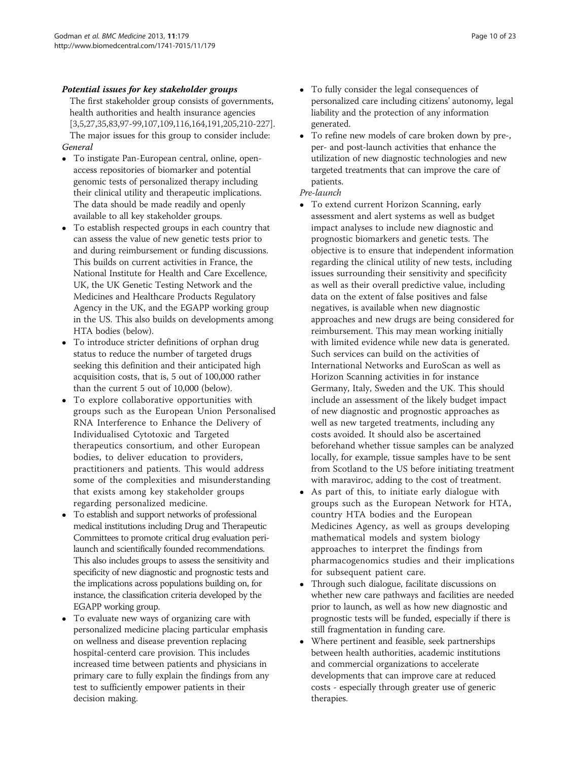### *Potential issues for key stakeholder groups*

The first stakeholder group consists of governments, health authorities and health insurance agencies [3,5,27,35,83,97-99,107,109,116,164,191,205,210-227]. The major issues for this group to consider include:

*General*

- To instigate Pan-European central, online, open-access repositories of biomarker and potential genomic tests of personalized therapy including their clinical utility and therapeutic implications. The data should be made readily and openly available to all key stakeholder groups.
- To establish respected groups in each country that can assess the value of new genetic tests prior to and during reimbursement or funding discussions. This builds on current activities in France, the National Institute for Health and Care Excellence, UK, the UK Genetic Testing Network and the Medicines and Healthcare Products Regulatory Agency in the UK, and the EGAPP working group in the US. This also builds on developments among HTA bodies (below).
- To introduce stricter definitions of orphan drug status to reduce the number of targeted drugs seeking this definition and their anticipated high acquisition costs, that is, 5 out of 100,000 rather than the current 5 out of 10,000 (below).
- To explore collaborative opportunities with groups such as the European Union Personalised RNA Interference to Enhance the Delivery of Individualised Cytotoxic and Targeted therapeutics consortium, and other European bodies, to deliver education to providers, practitioners and patients. This would address some of the complexities and misunderstanding that exists among key stakeholder groups regarding personalized medicine.
- To establish and support networks of professional medical institutions including Drug and Therapeutic Committees to promote critical drug evaluation peri-launch and scientifically founded recommendations. This also includes groups to assess the sensitivity and specificity of new diagnostic and prognostic tests and the implications across populations building on, for instance, the classification criteria developed by the EGAPP working group.
- To evaluate new ways of organizing care with personalized medicine placing particular emphasis on wellness and disease prevention replacing hospital-centerd care provision. This includes increased time between patients and physicians in primary care to fully explain the findings from any test to sufficiently empower patients in their decision making.
- To fully consider the legal consequences of personalized care including citizens' autonomy, legal liability and the protection of any information generated.
- To refine new models of care broken down by pre-, per- and post-launch activities that enhance the utilization of new diagnostic technologies and new targeted treatments that can improve the care of patients.

*Pre-launch*

- To extend current Horizon Scanning, early assessment and alert systems as well as budget impact analyses to include new diagnostic and prognostic biomarkers and genetic tests. The objective is to ensure that independent information regarding the clinical utility of new tests, including issues surrounding their sensitivity and specificity as well as their overall predictive value, including data on the extent of false positives and false negatives, is available when new diagnostic approaches and new drugs are being considered for reimbursement. This may mean working initially with limited evidence while new data is generated. Such services can build on the activities of International Networks and EuroScan as well as Horizon Scanning activities in for instance Germany, Italy, Sweden and the UK. This should include an assessment of the likely budget impact of new diagnostic and prognostic approaches as well as new targeted treatments, including any costs avoided. It should also be ascertained beforehand whether tissue samples can be analyzed locally, for example, tissue samples have to be sent from Scotland to the US before initiating treatment with maraviroc, adding to the cost of treatment.
- As part of this, to initiate early dialogue with groups such as the European Network for HTA, country HTA bodies and the European Medicines Agency, as well as groups developing mathematical models and system biology approaches to interpret the findings from pharmacogenomics studies and their implications for subsequent patient care.
- Through such dialogue, facilitate discussions on whether new care pathways and facilities are needed prior to launch, as well as how new diagnostic and prognostic tests will be funded, especially if there is still fragmentation in funding care.
- Where pertinent and feasible, seek partnerships between health authorities, academic institutions and commercial organizations to accelerate developments that can improve care at reduced costs - especially through greater use of generic therapies.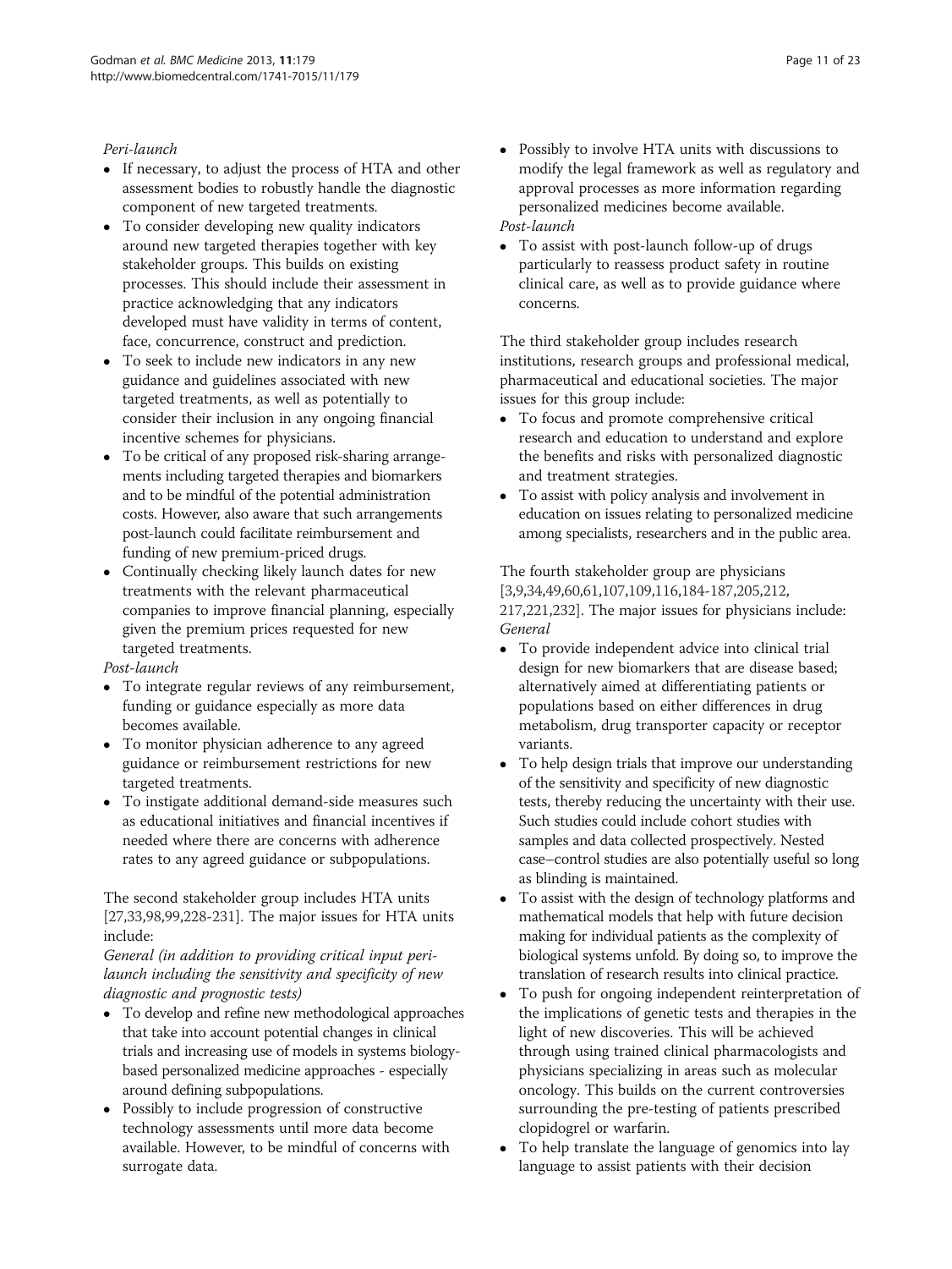*Peri-launch*

- If necessary, to adjust the process of HTA and other assessment bodies to robustly handle the diagnostic component of new targeted treatments.
- To consider developing new quality indicators around new targeted therapies together with key stakeholder groups. This builds on existing processes. This should include their assessment in practice acknowledging that any indicators developed must have validity in terms of content, face, concurrence, construct and prediction.
- To seek to include new indicators in any new guidance and guidelines associated with new targeted treatments, as well as potentially to consider their inclusion in any ongoing financial incentive schemes for physicians.
- To be critical of any proposed risk-sharing arrangements including targeted therapies and biomarkers and to be mindful of the potential administration costs. However, also aware that such arrangements post-launch could facilitate reimbursement and funding of new premium-priced drugs.
- Continually checking likely launch dates for new treatments with the relevant pharmaceutical companies to improve financial planning, especially given the premium prices requested for new targeted treatments.

*Post-launch*

- To integrate regular reviews of any reimbursement, funding or guidance especially as more data becomes available.
- To monitor physician adherence to any agreed guidance or reimbursement restrictions for new targeted treatments.
- To instigate additional demand-side measures such as educational initiatives and financial incentives if needed where there are concerns with adherence rates to any agreed guidance or subpopulations.

The second stakeholder group includes HTA units [27,33,98,99,228-231]. The major issues for HTA units include:

*General (in addition to providing critical input peri-launch including the sensitivity and specificity of new diagnostic and prognostic tests)*

- To develop and refine new methodological approaches that take into account potential changes in clinical trials and increasing use of models in systems biology-based personalized medicine approaches - especially around defining subpopulations.
- Possibly to include progression of constructive technology assessments until more data become available. However, to be mindful of concerns with surrogate data.
- Possibly to involve HTA units with discussions to modify the legal framework as well as regulatory and approval processes as more information regarding personalized medicines become available.

*Post-launch*

- To assist with post-launch follow-up of drugs particularly to reassess product safety in routine clinical care, as well as to provide guidance where concerns.

The third stakeholder group includes research institutions, research groups and professional medical, pharmaceutical and educational societies. The major issues for this group include:

- To focus and promote comprehensive critical research and education to understand and explore the benefits and risks with personalized diagnostic and treatment strategies.
- To assist with policy analysis and involvement in education on issues relating to personalized medicine among specialists, researchers and in the public area.

The fourth stakeholder group are physicians [3,9,34,49,60,61,107,109,116,184-187,205,212, 217,221,232]. The major issues for physicians include:

*General*

- To provide independent advice into clinical trial design for new biomarkers that are disease based; alternatively aimed at differentiating patients or populations based on either differences in drug metabolism, drug transporter capacity or receptor variants.
- To help design trials that improve our understanding of the sensitivity and specificity of new diagnostic tests, thereby reducing the uncertainty with their use. Such studies could include cohort studies with samples and data collected prospectively. Nested case–control studies are also potentially useful so long as blinding is maintained.
- To assist with the design of technology platforms and mathematical models that help with future decision making for individual patients as the complexity of biological systems unfold. By doing so, to improve the translation of research results into clinical practice.
- To push for ongoing independent reinterpretation of the implications of genetic tests and therapies in the light of new discoveries. This will be achieved through using trained clinical pharmacologists and physicians specializing in areas such as molecular oncology. This builds on the current controversies surrounding the pre-testing of patients prescribed clopidogrel or warfarin.
- To help translate the language of genomics into lay language to assist patients with their decision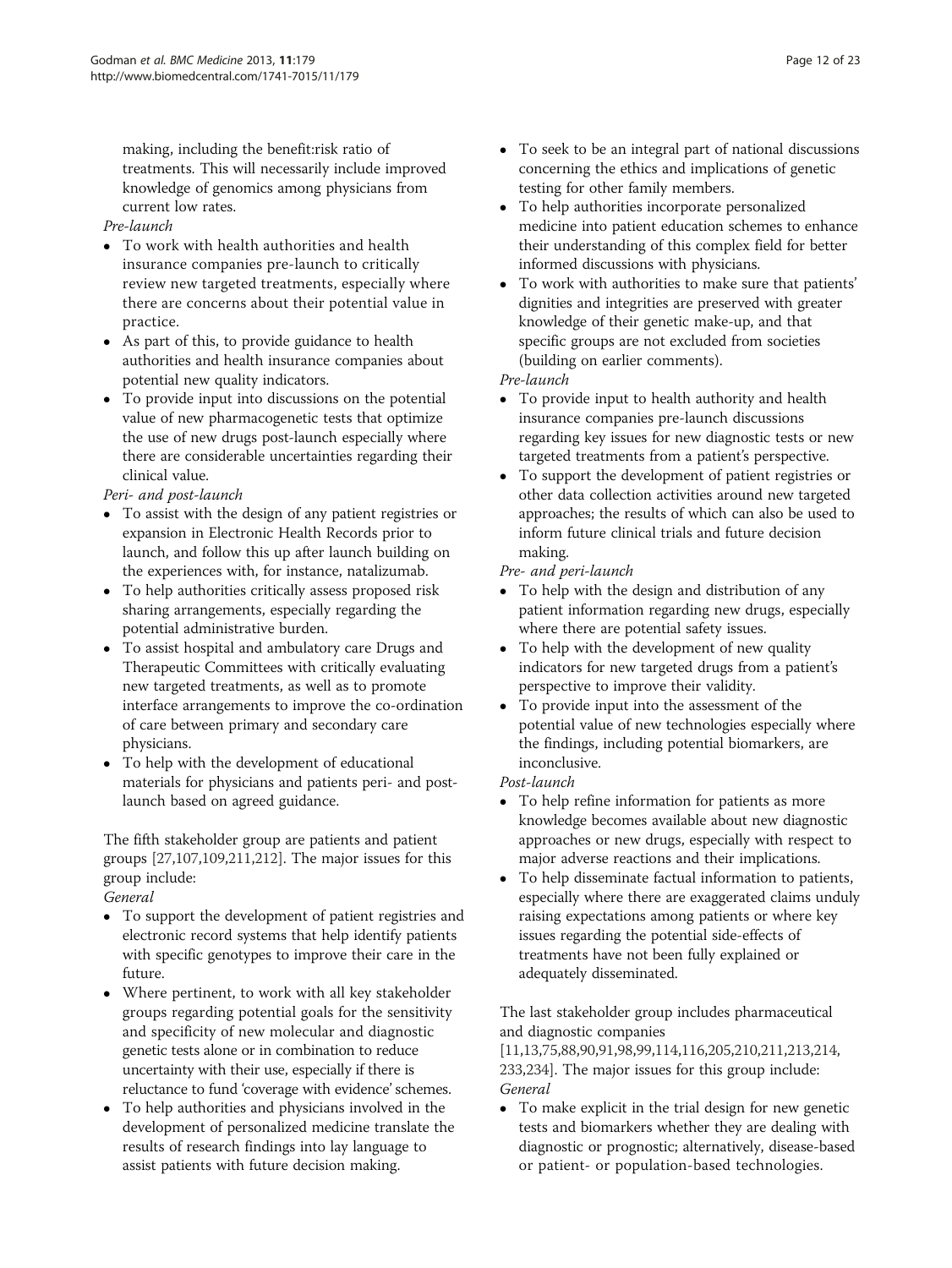making, including the benefit:risk ratio of treatments. This will necessarily include improved knowledge of genomics among physicians from current low rates.

*Pre-launch*

- To work with health authorities and health insurance companies pre-launch to critically review new targeted treatments, especially where there are concerns about their potential value in practice.
- As part of this, to provide guidance to health authorities and health insurance companies about potential new quality indicators.
- To provide input into discussions on the potential value of new pharmacogenetic tests that optimize the use of new drugs post-launch especially where there are considerable uncertainties regarding their clinical value.

*Peri- and post-launch*

- To assist with the design of any patient registries or expansion in Electronic Health Records prior to launch, and follow this up after launch building on the experiences with, for instance, natalizumab.
- To help authorities critically assess proposed risk sharing arrangements, especially regarding the potential administrative burden.
- To assist hospital and ambulatory care Drugs and Therapeutic Committees with critically evaluating new targeted treatments, as well as to promote interface arrangements to improve the co-ordination of care between primary and secondary care physicians.
- To help with the development of educational materials for physicians and patients peri- and post-launch based on agreed guidance.

The fifth stakeholder group are patients and patient groups [27,107,109,211,212]. The major issues for this group include:

*General*

- To support the development of patient registries and electronic record systems that help identify patients with specific genotypes to improve their care in the future.
- Where pertinent, to work with all key stakeholder groups regarding potential goals for the sensitivity and specificity of new molecular and diagnostic genetic tests alone or in combination to reduce uncertainty with their use, especially if there is reluctance to fund 'coverage with evidence' schemes.
- To help authorities and physicians involved in the development of personalized medicine translate the results of research findings into lay language to assist patients with future decision making.
- To seek to be an integral part of national discussions concerning the ethics and implications of genetic testing for other family members.
- To help authorities incorporate personalized medicine into patient education schemes to enhance their understanding of this complex field for better informed discussions with physicians.
- To work with authorities to make sure that patients' dignities and integrities are preserved with greater knowledge of their genetic make-up, and that specific groups are not excluded from societies (building on earlier comments).

*Pre-launch*

- To provide input to health authority and health insurance companies pre-launch discussions regarding key issues for new diagnostic tests or new targeted treatments from a patient's perspective.
- To support the development of patient registries or other data collection activities around new targeted approaches; the results of which can also be used to inform future clinical trials and future decision making.

*Pre- and peri-launch*

- To help with the design and distribution of any patient information regarding new drugs, especially where there are potential safety issues.
- To help with the development of new quality indicators for new targeted drugs from a patient's perspective to improve their validity.
- To provide input into the assessment of the potential value of new technologies especially where the findings, including potential biomarkers, are inconclusive.

*Post-launch*

- To help refine information for patients as more knowledge becomes available about new diagnostic approaches or new drugs, especially with respect to major adverse reactions and their implications.
- To help disseminate factual information to patients, especially where there are exaggerated claims unduly raising expectations among patients or where key issues regarding the potential side-effects of treatments have not been fully explained or adequately disseminated.

The last stakeholder group includes pharmaceutical and diagnostic companies [11,13,75,88,90,91,98,99,114,116,205,210,211,213,214,233,234]. The major issues for this group include:

*General*

- To make explicit in the trial design for new genetic tests and biomarkers whether they are dealing with diagnostic or prognostic; alternatively, disease-based or patient- or population-based technologies.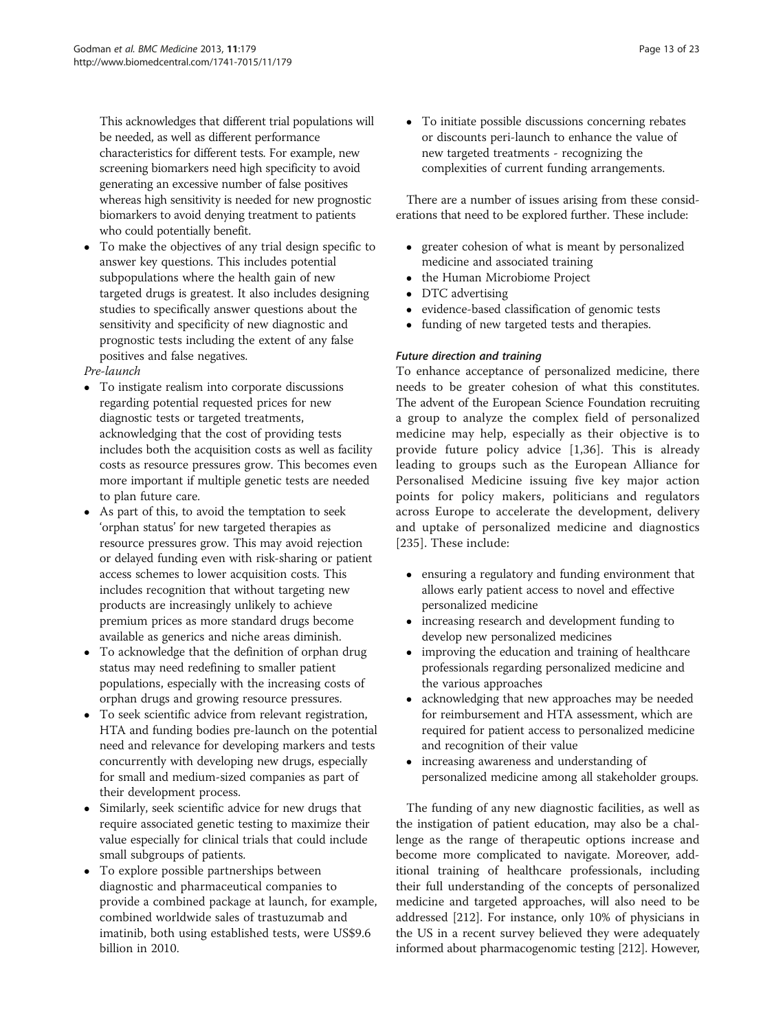This acknowledges that different trial populations will be needed, as well as different performance characteristics for different tests. For example, new screening biomarkers need high specificity to avoid generating an excessive number of false positives whereas high sensitivity is needed for new prognostic biomarkers to avoid denying treatment to patients who could potentially benefit.

- To make the objectives of any trial design specific to answer key questions. This includes potential subpopulations where the health gain of new targeted drugs is greatest. It also includes designing studies to specifically answer questions about the sensitivity and specificity of new diagnostic and prognostic tests including the extent of any false positives and false negatives.

*Pre-launch*

- To instigate realism into corporate discussions regarding potential requested prices for new diagnostic tests or targeted treatments, acknowledging that the cost of providing tests includes both the acquisition costs as well as facility costs as resource pressures grow. This becomes even more important if multiple genetic tests are needed to plan future care.
- As part of this, to avoid the temptation to seek 'orphan status' for new targeted therapies as resource pressures grow. This may avoid rejection or delayed funding even with risk-sharing or patient access schemes to lower acquisition costs. This includes recognition that without targeting new products are increasingly unlikely to achieve premium prices as more standard drugs become available as generics and niche areas diminish.
- To acknowledge that the definition of orphan drug status may need redefining to smaller patient populations, especially with the increasing costs of orphan drugs and growing resource pressures.
- To seek scientific advice from relevant registration, HTA and funding bodies pre-launch on the potential need and relevance for developing markers and tests concurrently with developing new drugs, especially for small and medium-sized companies as part of their development process.
- Similarly, seek scientific advice for new drugs that require associated genetic testing to maximize their value especially for clinical trials that could include small subgroups of patients.
- To explore possible partnerships between diagnostic and pharmaceutical companies to provide a combined package at launch, for example, combined worldwide sales of trastuzumab and imatinib, both using established tests, were US$9.6 billion in 2010.
- To initiate possible discussions concerning rebates or discounts peri-launch to enhance the value of new targeted treatments - recognizing the complexities of current funding arrangements.

There are a number of issues arising from these considerations that need to be explored further. These include:

- greater cohesion of what is meant by personalized medicine and associated training
- the Human Microbiome Project
- DTC advertising
- evidence-based classification of genomic tests
- funding of new targeted tests and therapies.

#### *Future direction and training*

To enhance acceptance of personalized medicine, there needs to be greater cohesion of what this constitutes. The advent of the European Science Foundation recruiting a group to analyze the complex field of personalized medicine may help, especially as their objective is to provide future policy advice [1,36]. This is already leading to groups such as the European Alliance for Personalised Medicine issuing five key major action points for policy makers, politicians and regulators across Europe to accelerate the development, delivery and uptake of personalized medicine and diagnostics [235]. These include:

- ensuring a regulatory and funding environment that allows early patient access to novel and effective personalized medicine
- increasing research and development funding to develop new personalized medicines
- improving the education and training of healthcare professionals regarding personalized medicine and the various approaches
- acknowledging that new approaches may be needed for reimbursement and HTA assessment, which are required for patient access to personalized medicine and recognition of their value
- increasing awareness and understanding of personalized medicine among all stakeholder groups.

The funding of any new diagnostic facilities, as well as the instigation of patient education, may also be a challenge as the range of therapeutic options increase and become more complicated to navigate. Moreover, additional training of healthcare professionals, including their full understanding of the concepts of personalized medicine and targeted approaches, will also need to be addressed [212]. For instance, only 10% of physicians in the US in a recent survey believed they were adequately informed about pharmacogenomic testing [212]. However,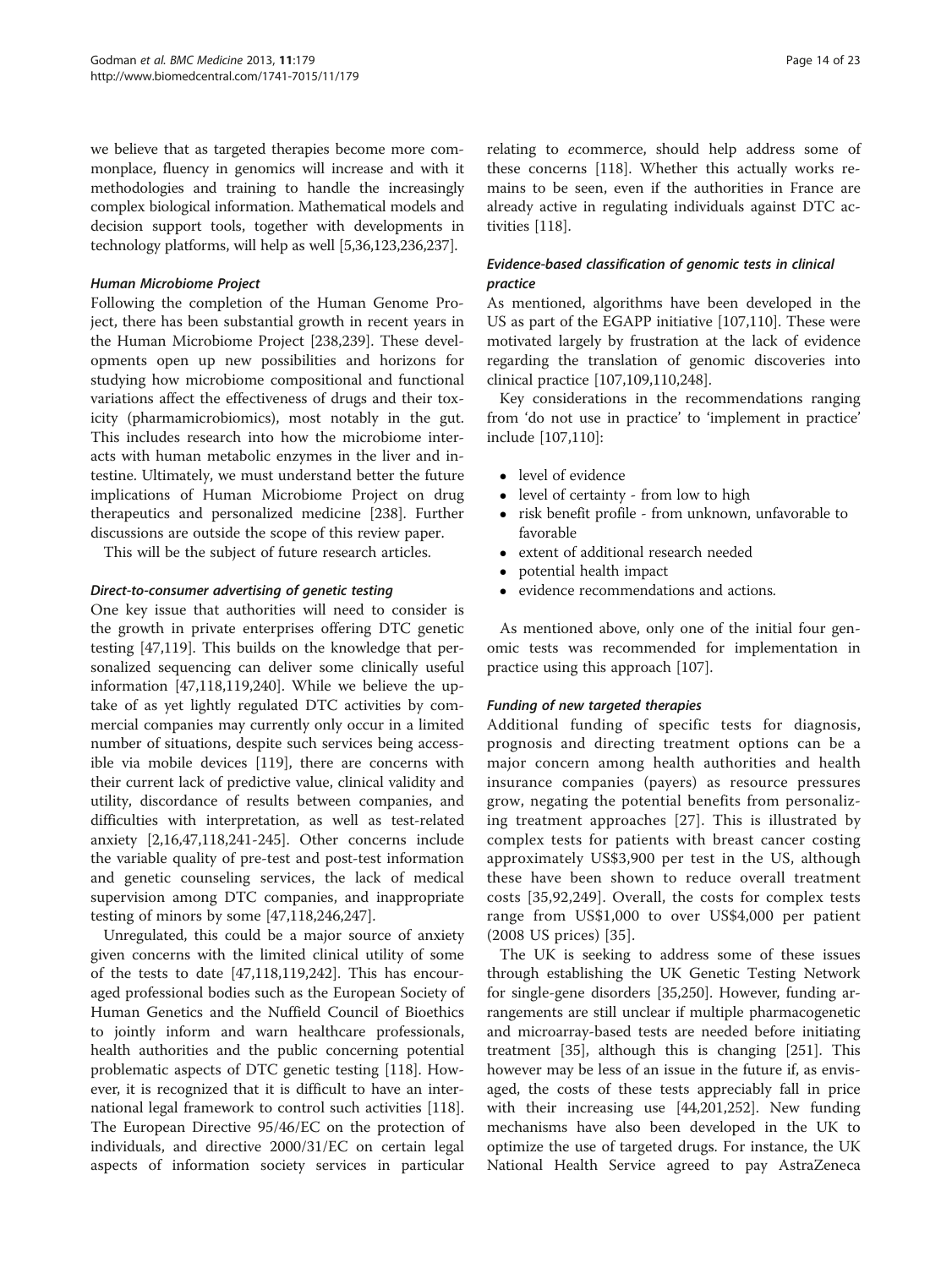we believe that as targeted therapies become more commonplace, fluency in genomics will increase and with it methodologies and training to handle the increasingly complex biological information. Mathematical models and decision support tools, together with developments in technology platforms, will help as well [5,36,123,236,237].

### Human Microbiome Project

Following the completion of the Human Genome Project, there has been substantial growth in recent years in the Human Microbiome Project [238,239]. These developments open up new possibilities and horizons for studying how microbiome compositional and functional variations affect the effectiveness of drugs and their toxicity (pharmamicrobiomics), most notably in the gut. This includes research into how the microbiome interacts with human metabolic enzymes in the liver and intestine. Ultimately, we must understand better the future implications of Human Microbiome Project on drug therapeutics and personalized medicine [238]. Further discussions are outside the scope of this review paper.

This will be the subject of future research articles.

### Direct-to-consumer advertising of genetic testing

One key issue that authorities will need to consider is the growth in private enterprises offering DTC genetic testing [47,119]. This builds on the knowledge that personalized sequencing can deliver some clinically useful information [47,118,119,240]. While we believe the uptake of as yet lightly regulated DTC activities by commercial companies may currently only occur in a limited number of situations, despite such services being accessible via mobile devices [119], there are concerns with their current lack of predictive value, clinical validity and utility, discordance of results between companies, and difficulties with interpretation, as well as test-related anxiety [2,16,47,118,241-245]. Other concerns include the variable quality of pre-test and post-test information and genetic counseling services, the lack of medical supervision among DTC companies, and inappropriate testing of minors by some [47,118,246,247].

Unregulated, this could be a major source of anxiety given concerns with the limited clinical utility of some of the tests to date [47,118,119,242]. This has encouraged professional bodies such as the European Society of Human Genetics and the Nuffield Council of Bioethics to jointly inform and warn healthcare professionals, health authorities and the public concerning potential problematic aspects of DTC genetic testing [118]. However, it is recognized that it is difficult to have an international legal framework to control such activities [118]. The European Directive 95/46/EC on the protection of individuals, and directive 2000/31/EC on certain legal aspects of information society services in particular relating to *e*commerce, should help address some of these concerns [118]. Whether this actually works remains to be seen, even if the authorities in France are already active in regulating individuals against DTC activities [118].

### Evidence-based classification of genomic tests in clinical practice

As mentioned, algorithms have been developed in the US as part of the EGAPP initiative [107,110]. These were motivated largely by frustration at the lack of evidence regarding the translation of genomic discoveries into clinical practice [107,109,110,248].

Key considerations in the recommendations ranging from 'do not use in practice' to 'implement in practice' include [107,110]:

- level of evidence
- level of certainty - from low to high
- risk benefit profile - from unknown, unfavorable to favorable
- extent of additional research needed
- potential health impact
- evidence recommendations and actions.

As mentioned above, only one of the initial four genomic tests was recommended for implementation in practice using this approach [107].

### Funding of new targeted therapies

Additional funding of specific tests for diagnosis, prognosis and directing treatment options can be a major concern among health authorities and health insurance companies (payers) as resource pressures grow, negating the potential benefits from personalizing treatment approaches [27]. This is illustrated by complex tests for patients with breast cancer costing approximately US$3,900 per test in the US, although these have been shown to reduce overall treatment costs [35,92,249]. Overall, the costs for complex tests range from US$1,000 to over US$4,000 per patient (2008 US prices) [35].

The UK is seeking to address some of these issues through establishing the UK Genetic Testing Network for single-gene disorders [35,250]. However, funding arrangements are still unclear if multiple pharmacogenetic and microarray-based tests are needed before initiating treatment [35], although this is changing [251]. This however may be less of an issue in the future if, as envisaged, the costs of these tests appreciably fall in price with their increasing use [44,201,252]. New funding mechanisms have also been developed in the UK to optimize the use of targeted drugs. For instance, the UK National Health Service agreed to pay AstraZeneca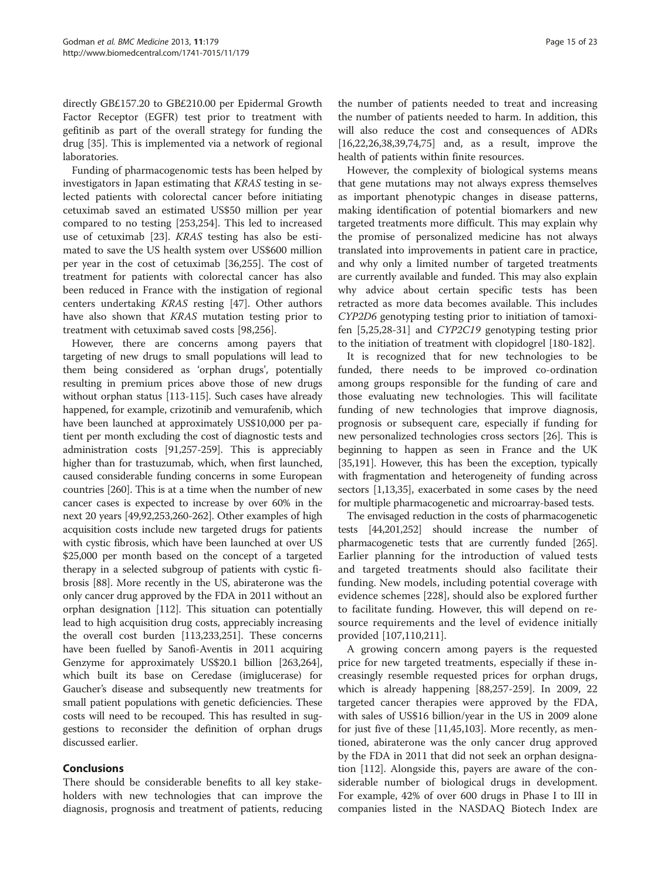directly GB£157.20 to GB£210.00 per Epidermal Growth Factor Receptor (EGFR) test prior to treatment with gefitinib as part of the overall strategy for funding the drug [35]. This is implemented via a network of regional laboratories.

Funding of pharmacogenomic tests has been helped by investigators in Japan estimating that *KRAS* testing in selected patients with colorectal cancer before initiating cetuximab saved an estimated US$50 million per year compared to no testing [253,254]. This led to increased use of cetuximab [23]. *KRAS* testing has also be estimated to save the US health system over US$600 million per year in the cost of cetuximab [36,255]. The cost of treatment for patients with colorectal cancer has also been reduced in France with the instigation of regional centers undertaking *KRAS* resting [47]. Other authors have also shown that *KRAS* mutation testing prior to treatment with cetuximab saved costs [98,256].

However, there are concerns among payers that targeting of new drugs to small populations will lead to them being considered as 'orphan drugs', potentially resulting in premium prices above those of new drugs without orphan status [113-115]. Such cases have already happened, for example, crizotinib and vemurafenib, which have been launched at approximately US$10,000 per patient per month excluding the cost of diagnostic tests and administration costs [91,257-259]. This is appreciably higher than for trastuzumab, which, when first launched, caused considerable funding concerns in some European countries [260]. This is at a time when the number of new cancer cases is expected to increase by over 60% in the next 20 years [49,92,253,260-262]. Other examples of high acquisition costs include new targeted drugs for patients with cystic fibrosis, which have been launched at over US $25,000 per month based on the concept of a targeted therapy in a selected subgroup of patients with cystic fibrosis [88]. More recently in the US, abiraterone was the only cancer drug approved by the FDA in 2011 without an orphan designation [112]. This situation can potentially lead to high acquisition drug costs, appreciably increasing the overall cost burden [113,233,251]. These concerns have been fuelled by Sanofi-Aventis in 2011 acquiring Genzyme for approximately US$20.1 billion [263,264], which built its base on Ceredase (imiglucerase) for Gaucher's disease and subsequently new treatments for small patient populations with genetic deficiencies. These costs will need to be recouped. This has resulted in suggestions to reconsider the definition of orphan drugs discussed earlier.

## Conclusions

There should be considerable benefits to all key stakeholders with new technologies that can improve the diagnosis, prognosis and treatment of patients, reducing the number of patients needed to treat and increasing the number of patients needed to harm. In addition, this will also reduce the cost and consequences of ADRs [16,22,26,38,39,74,75] and, as a result, improve the health of patients within finite resources.

However, the complexity of biological systems means that gene mutations may not always express themselves as important phenotypic changes in disease patterns, making identification of potential biomarkers and new targeted treatments more difficult. This may explain why the promise of personalized medicine has not always translated into improvements in patient care in practice, and why only a limited number of targeted treatments are currently available and funded. This may also explain why advice about certain specific tests has been retracted as more data becomes available. This includes *CYP2D6* genotyping testing prior to initiation of tamoxifen [5,25,28-31] and *CYP2C19* genotyping testing prior to the initiation of treatment with clopidogrel [180-182].

It is recognized that for new technologies to be funded, there needs to be improved co-ordination among groups responsible for the funding of care and those evaluating new technologies. This will facilitate funding of new technologies that improve diagnosis, prognosis or subsequent care, especially if funding for new personalized technologies cross sectors [26]. This is beginning to happen as seen in France and the UK [35,191]. However, this has been the exception, typically with fragmentation and heterogeneity of funding across sectors [1,13,35], exacerbated in some cases by the need for multiple pharmacogenetic and microarray-based tests.

The envisaged reduction in the costs of pharmacogenetic tests [44,201,252] should increase the number of pharmacogenetic tests that are currently funded [265]. Earlier planning for the introduction of valued tests and targeted treatments should also facilitate their funding. New models, including potential coverage with evidence schemes [228], should also be explored further to facilitate funding. However, this will depend on resource requirements and the level of evidence initially provided [107,110,211].

A growing concern among payers is the requested price for new targeted treatments, especially if these increasingly resemble requested prices for orphan drugs, which is already happening [88,257-259]. In 2009, 22 targeted cancer therapies were approved by the FDA, with sales of US$16 billion/year in the US in 2009 alone for just five of these [11,45,103]. More recently, as mentioned, abiraterone was the only cancer drug approved by the FDA in 2011 that did not seek an orphan designation [112]. Alongside this, payers are aware of the considerable number of biological drugs in development. For example, 42% of over 600 drugs in Phase I to III in companies listed in the NASDAQ Biotech Index are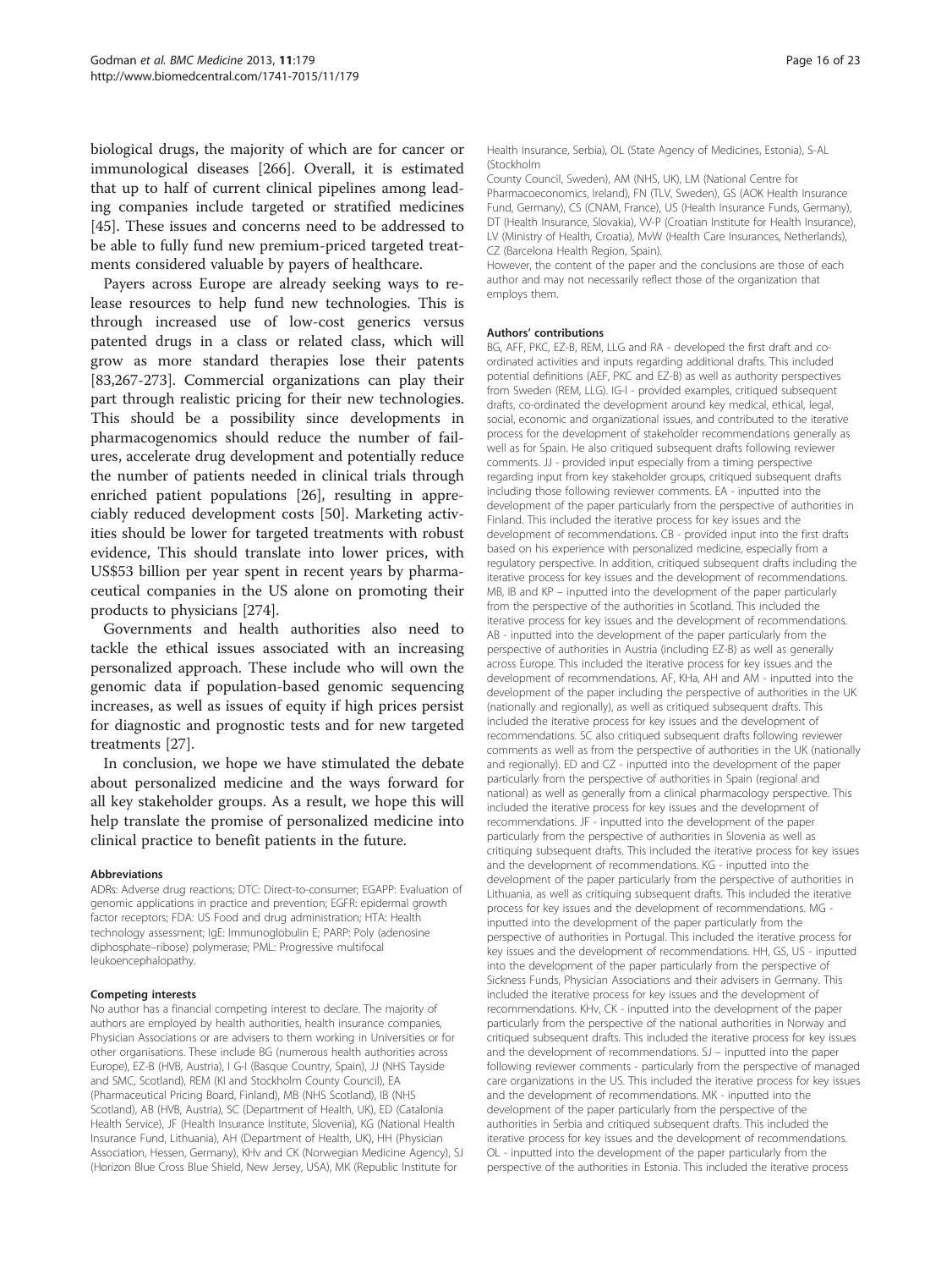biological drugs, the majority of which are for cancer or immunological diseases [266]. Overall, it is estimated that up to half of current clinical pipelines among leading companies include targeted or stratified medicines [45]. These issues and concerns need to be addressed to be able to fully fund new premium-priced targeted treatments considered valuable by payers of healthcare.

Payers across Europe are already seeking ways to release resources to help fund new technologies. This is through increased use of low-cost generics versus patented drugs in a class or related class, which will grow as more standard therapies lose their patents [83,267-273]. Commercial organizations can play their part through realistic pricing for their new technologies. This should be a possibility since developments in pharmacogenomics should reduce the number of failures, accelerate drug development and potentially reduce the number of patients needed in clinical trials through enriched patient populations [26], resulting in appreciably reduced development costs [50]. Marketing activities should be lower for targeted treatments with robust evidence, This should translate into lower prices, with US$53 billion per year spent in recent years by pharmaceutical companies in the US alone on promoting their products to physicians [274].

Governments and health authorities also need to tackle the ethical issues associated with an increasing personalized approach. These include who will own the genomic data if population-based genomic sequencing increases, as well as issues of equity if high prices persist for diagnostic and prognostic tests and for new targeted treatments [27].

In conclusion, we hope we have stimulated the debate about personalized medicine and the ways forward for all key stakeholder groups. As a result, we hope this will help translate the promise of personalized medicine into clinical practice to benefit patients in the future.

#### Abbreviations

ADRs: Adverse drug reactions; DTC: Direct-to-consumer; EGAPP: Evaluation of genomic applications in practice and prevention; EGFR: epidermal growth factor receptors; FDA: US Food and drug administration; HTA: Health technology assessment; IgE: Immunoglobulin E; PARP: Poly (adenosine diphosphate–ribose) polymerase; PML: Progressive multifocal leukoencephalopathy.

#### Competing interests

No author has a financial competing interest to declare. The majority of authors are employed by health authorities, health insurance companies, Physician Associations or are advisers to them working in Universities or for other organisations. These include BG (numerous health authorities across Europe), EZ-B (HVB, Austria), I G-I (Basque Country, Spain), JJ (NHS Tayside and SMC, Scotland), REM (KI and Stockholm County Council), EA (Pharmaceutical Pricing Board, Finland), MB (NHS Scotland), IB (NHS Scotland), AB (HVB, Austria), SC (Department of Health, UK), ED (Catalonia Health Service), JF (Health Insurance Institute, Slovenia), KG (National Health Insurance Fund, Lithuania), AH (Department of Health, UK), HH (Physician Association, Hessen, Germany), KHv and CK (Norwegian Medicine Agency), SJ (Horizon Blue Cross Blue Shield, New Jersey, USA), MK (Republic Institute for Health Insurance, Serbia), OL (State Agency of Medicines, Estonia), S-AL (Stockholm County Council, Sweden), AM (NHS, UK), LM (National Centre for Pharmacoeconomics, Ireland), FN (TLV, Sweden), GS (AOK Health Insurance Fund, Germany), CS (CNAM, France), US (Health Insurance Funds, Germany), DT (Health Insurance, Slovakia), VV-P (Croatian Institute for Health Insurance), LV (Ministry of Health, Croatia), MvW (Health Care Insurances, Netherlands), CZ (Barcelona Health Region, Spain).
However, the content of the paper and the conclusions are those of each author and may not necessarily reflect those of the organization that employs them.

#### Authors' contributions

BG, AFF, PKC, EZ-B, REM, LLG and RA - developed the first draft and co-ordinated activities and inputs regarding additional drafts. This included potential definitions (AEF, PKC and EZ-B) as well as authority perspectives from Sweden (REM, LLG). IG-I - provided examples, critiqued subsequent drafts, co-ordinated the development around key medical, ethical, legal, social, economic and organizational issues, and contributed to the iterative process for the development of stakeholder recommendations generally as well as for Spain. He also critiqued subsequent drafts following reviewer comments. JJ - provided input especially from a timing perspective regarding input from key stakeholder groups, critiqued subsequent drafts including those following reviewer comments. EA - inputted into the development of the paper particularly from the perspective of authorities in Finland. This included the iterative process for key issues and the development of recommendations. CB - provided input into the first drafts based on his experience with personalized medicine, especially from a regulatory perspective. In addition, critiqued subsequent drafts including the iterative process for key issues and the development of recommendations. MB, IB and KP – inputted into the development of the paper particularly from the perspective of the authorities in Scotland. This included the iterative process for key issues and the development of recommendations. AB - inputted into the development of the paper particularly from the perspective of authorities in Austria (including EZ-B) as well as generally across Europe. This included the iterative process for key issues and the development of recommendations. AF, KHa, AH and AM - inputted into the development of the paper including the perspective of authorities in the UK (nationally and regionally), as well as critiqued subsequent drafts. This included the iterative process for key issues and the development of recommendations. SC also critiqued subsequent drafts following reviewer comments as well as from the perspective of authorities in the UK (nationally and regionally). ED and CZ - inputted into the development of the paper particularly from the perspective of authorities in Spain (regional and national) as well as generally from a clinical pharmacology perspective. This included the iterative process for key issues and the development of recommendations. JF - inputted into the development of the paper particularly from the perspective of authorities in Slovenia as well as critiquing subsequent drafts. This included the iterative process for key issues and the development of recommendations. KG - inputted into the development of the paper particularly from the perspective of authorities in Lithuania, as well as critiquing subsequent drafts. This included the iterative process for key issues and the development of recommendations. MG - inputted into the development of the paper particularly from the perspective of authorities in Portugal. This included the iterative process for key issues and the development of recommendations. HH, GS, US - inputted into the development of the paper particularly from the perspective of Sickness Funds, Physician Associations and their advisers in Germany. This included the iterative process for key issues and the development of recommendations. KHv, CK - inputted into the development of the paper particularly from the perspective of the national authorities in Norway and critiqued subsequent drafts. This included the iterative process for key issues and the development of recommendations. SJ – inputted into the paper following reviewer comments - particularly from the perspective of managed care organizations in the US. This included the iterative process for key issues and the development of recommendations. MK - inputted into the development of the paper particularly from the perspective of the authorities in Serbia and critiqued subsequent drafts. This included the iterative process for key issues and the development of recommendations. OL - inputted into the development of the paper particularly from the perspective of the authorities in Estonia. This included the iterative process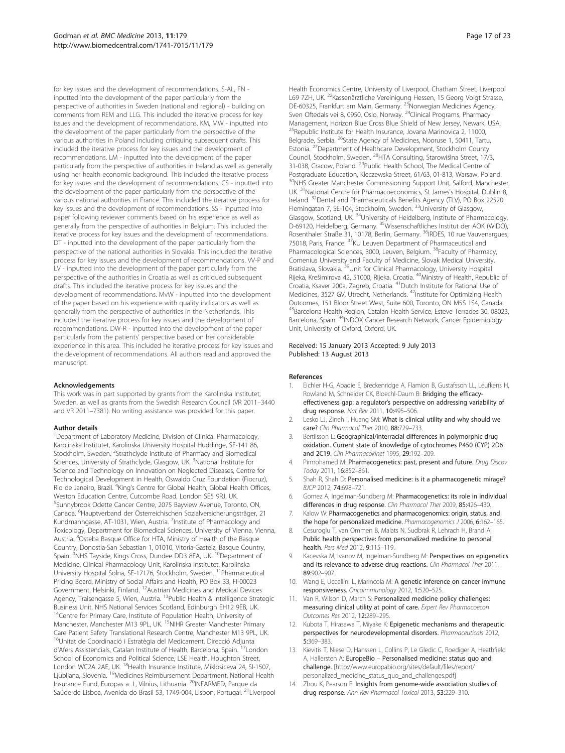for key issues and the development of recommendations. S-AL, FN - inputted into the development of the paper particularly from the perspective of authorities in Sweden (national and regional) - building on comments from REM and LLG. This included the iterative process for key issues and the development of recommendations. KM, MW - inputted into the development of the paper particularly from the perspective of the various authorities in Poland including critiquing subsequent drafts. This included the iterative process for key issues and the development of recommendations. LM - inputted into the development of the paper particularly from the perspective of authorities in Ireland as well as generally using her health economic background. This included the iterative process for key issues and the development of recommendations. CS - inputted into the development of the paper particularly from the perspective of the various national authorities in France. This included the iterative process for key issues and the development of recommendations. SS - inputted into paper following reviewer comments based on his experience as well as generally from the perspective of authorities in Belgium. This included the iterative process for key issues and the development of recommendations. DT - inputted into the development of the paper particularly from the perspective of the national authorities in Slovakia. This included the iterative process for key issues and the development of recommendations. VV-P and LV - inputted into the development of the paper particularly from the perspective of the authorities in Croatia as well as critiqued subsequent drafts. This included the iterative process for key issues and the development of recommendations. MvW - inputted into the development of the paper based on his experience with quality indicators as well as generally from the perspectives of authorities in the Netherlands. This included the iterative process for key issues and the development of recommendations. DW-R - inputted into the development of the paper particularly from the patients' perspective based on her considerable experience in this area. This included he iterative process for key issues and the development of recommendations. All authors read and approved the manuscript.

### Acknowledgements

This work was in part supported by grants from the Karolinska Institutet, Sweden, as well as grants from the Swedish Research Council (VR 2011–3440 and VR 2011–7381). No writing assistance was provided for this paper.

### Author details

[1]Department of Laboratory Medicine, Division of Clinical Pharmacology, Karolinska Institutet, Karolinska University Hospital Huddinge, SE-141 86, Stockholm, Sweden. [2]Strathclyde Institute of Pharmacy and Biomedical Sciences, University of Strathclyde, Glasgow, UK. [3]National Institute for Science and Technology on Innovation on Neglected Diseases, Centre for Technological Development in Health, Oswaldo Cruz Foundation (Fiocruz), Rio de Janeiro, Brazil. [4]King's Centre for Global Health, Global Health Offices, Weston Education Centre, Cutcombe Road, London SE5 9RJ, UK. [5]Sunnybrook Odette Cancer Centre, 2075 Bayview Avenue, Toronto, ON, Canada. [6]Hauptverband der Österreichischen Sozialversicherungsträger, 21 Kundmanngasse, AT-1031, Wien, Austria. [7]Institute of Pharmacology and Toxicology, Department for Biomedical Sciences, University of Vienna, Vienna, Austria. [8]Osteba Basque Office for HTA, Ministry of Health of the Basque Country, Donostia-San Sebastian 1, 01010, Vitoria-Gasteiz, Basque Country, Spain. [9]NHS Tayside, Kings Cross, Dundee DD3 8EA, UK. [10]Department of Medicine, Clinical Pharmacology Unit, Karolinska Institutet, Karolinska University Hospital Solna, SE-17176, Stockholm, Sweden. [11]Pharmaceutical Pricing Board, Ministry of Social Affairs and Health, PO Box 33, FI-00023 Government, Helsinki, Finland. [12]Austrian Medicines and Medical Devices Agency, Traisengasse 5, Wien, Austria. [13]Public Health & Intelligence Strategic Business Unit, NHS National Services Scotland, Edinburgh EH12 9EB, UK. [14]Centre for Primary Care, Institute of Population Health, University of Manchester, Manchester M13 9PL, UK. [15]NIHR Greater Manchester Primary Care Patient Safety Translational Research Centre, Manchester M13 9PL, UK. [16]Unitat de Coordinació i Estratègia del Medicament, Direcció Adjunta d'Afers Assistencials, Catalan Institute of Health, Barcelona, Spain. [17]London School of Economics and Political Science, LSE Health, Houghton Street, London WC2A 2AE, UK. [18]Health Insurance Institute, Miklosiceva 24, SI-1507, Ljubljana, Slovenia. [19]Medicines Reimbursement Department, National Health Insurance Fund, Europas a. 1, Vilnius, Lithuania. [20]INFARMED, Parque da Saúde de Lisboa, Avenida do Brasil 53, 1749-004, Lisbon, Portugal. [21]Liverpool Health Economics Centre, University of Liverpool, Chatham Street, Liverpool L69 7ZH, UK. [22]Kassenärztliche Vereinigung Hessen, 15 Georg Voigt Strasse, DE-60325, Frankfurt am Main, Germany. [23]Norwegian Medicines Agency, Sven Oftedals vei 8, 0950, Oslo, Norway. [24]Clinical Programs, Pharmacy Management, Horizon Blue Cross Blue Shield of New Jersey, Newark, USA. [25]Republic Institute for Health Insurance, Jovana Marinovica 2, 11000, Belgrade, Serbia. [26]State Agency of Medicines, Nooruse 1, 50411, Tartu, Estonia. [27]Department of Healthcare Development, Stockholm County Council, Stockholm, Sweden. [28]HTA Consulting, Starowiślna Street, 17/3, 31-038, Cracow, Poland. [29]Public Health School, The Medical Centre of Postgraduate Education, Kleczewska Street, 61/63, 01-813, Warsaw, Poland. [30]NHS Greater Manchester Commissioning Support Unit, Salford, Manchester, UK. [31]National Centre for Pharmacoeconomics, St James's Hospital, Dublin 8, Ireland. [32]Dental and Pharmaceuticals Benefits Agency (TLV), PO Box 22520 Flemingatan 7, SE-104, Stockholm, Sweden. [33]University of Glasgow, Glasgow, Scotland, UK. [34]University of Heidelberg, Institute of Pharmacology, D-69120, Heidelberg, Germany. [35]Wissenschaftliches Institut der AOK (WIDO), Rosenthaler Straße 31, 10178, Berlin, Germany. [36]IRDES, 10 rue Vauvenargues, 75018, Paris, France. [37]KU Leuven Department of Pharmaceutical and Pharmacological Sciences, 3000, Leuven, Belgium. [38]Faculty of Pharmacy, Comenius University and Faculty of Medicine, Slovak Medical University, Bratislava, Slovakia. [39]Unit for Clinical Pharmacology, University Hospital Rijeka, Krešimirova 42, 51000, Rijeka, Croatia. [40]Ministry of Health, Republic of Croatia, Ksaver 200a, Zagreb, Croatia. [41]Dutch Institute for Rational Use of Medicines, 3527 GV, Utrecht, Netherlands. [42]Institute for Optimizing Health Outcomes, 151 Bloor Street West, Suite 600, Toronto, ON M5S 1S4, Canada. [43]Barcelona Health Region, Catalan Health Service, Esteve Terrades 30, 08023, Barcelona, Spain. [44]INDOX Cancer Research Network, Cancer Epidemiology Unit, University of Oxford, Oxford, UK.

Received: 15 January 2013 Accepted: 9 July 2013
Published: 13 August 2013

### References

1. Eichler H-G, Abadie E, Breckenridge A, Flamion B, Gustafsson LL, Leufkens H, Rowland M, Schneider CK, Bloechl-Daum B: **Bridging the efficacy-effectiveness gap: a regulator's perspective on addressing variability of drug response.** *Nat Rev* 2011, **10:**495–506.
2. Lesko LJ, Zineh I, Huang SM: **What is clinical utility and why should we care?** *Clin Pharmacol Ther* 2010, **88:**729–733.
3. Bertilsson L: **Geographical/interracial differences in polymorphic drug oxidation. Current state of knowledge of cytochromes P450 (CYP) 2D6 and 2C19.** *Clin Pharmacokinet* 1995, **29:**192–209.
4. Pirmohamed M: **Pharmacogenetics: past, present and future.** *Drug Discov Today* 2011, **16:**852–861.
5. Shah R, Shah D: **Personalised medicine: is it a pharmacogenetic mirage?** *BJCP* 2012, **74:**698–721.
6. Gomez A, Ingelman-Sundberg M: **Pharmacogenetics: its role in individual differences in drug response.** *Clin Pharmacol Ther* 2009, **85:**426–430.
7. Kalow W: **Pharmacogenetics and pharmacogenomics: origin, status, and the hope for personalized medicine.** *Pharmacogenomics J* 2006, **6:**162–165.
8. Cesuroglu T, van Ommen B, Malats N, Sudbrak R, Lehrach H, Brand A: **Public health perspective: from personalized medicine to personal health.** *Pers Med* 2012, **9:**115–119.
9. Kacevska M, Ivanov M, Ingelman-Sundberg M: **Perspectives on epigenetics and its relevance to adverse drug reactions.** *Clin Pharmacol Ther* 2011, **89:**902–907.
10. Wang E, Uccellini L, Marincola M: **A genetic inference on cancer immune responsiveness.** *Oncoimmunology* 2012, **1:**520–525.
11. Van R, Wilson D, March S: **Personalized medicine policy challenges: measuring clinical utility at point of care.** *Expert Rev Pharmacoecon Outcomes Res* 2012, **12:**289–295.
12. Kubota T, Hirasawa T, Miyake K: **Epigenetic mechanisms and therapeutic perspectives for neurodevelopmental disorders.** *Pharmaceuticals* 2012, **5:**369–383.
13. Kievitis T, Niese D, Hanssen L, Collins P, Le Gledic C, Roediger A, Heathfield A, Hallersten A: **EuropeBio – Personalised medicine: status quo and challenge.** [http://www.europabio.org/sites/default/files/report/personalized_medicine_status_quo_and_challenges.pdf]
14. Zhou K, Pearson E: **Insights from genome-wide association studies of drug response.** *Ann Rev Pharmacol Toxicol* 2013, **53:**229–310.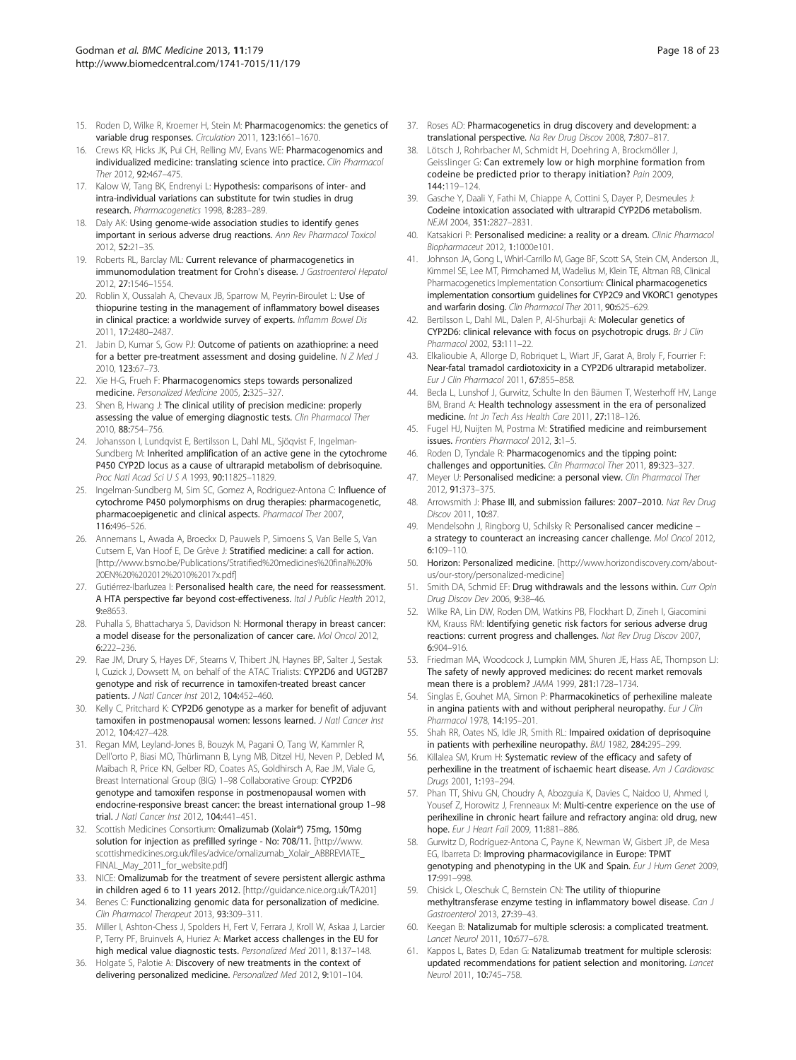15. Roden D, Wilke R, Kroemer H, Stein M: **Pharmacogenomics: the genetics of variable drug responses.** *Circulation* 2011, **123:**1661–1670.
16. Crews KR, Hicks JK, Pui CH, Relling MV, Evans WE: **Pharmacogenomics and individualized medicine: translating science into practice.** *Clin Pharmacol Ther* 2012, **92:**467–475.
17. Kalow W, Tang BK, Endrenyi L: **Hypothesis: comparisons of inter- and intra-individual variations can substitute for twin studies in drug research.** *Pharmacogenetics* 1998, **8:**283–289.
18. Daly AK: **Using genome-wide association studies to identify genes important in serious adverse drug reactions.** *Ann Rev Pharmacol Toxicol* 2012, **52:**21–35.
19. Roberts RL, Barclay ML: **Current relevance of pharmacogenetics in immunomodulation treatment for Crohn's disease.** *J Gastroenterol Hepatol* 2012, **27:**1546–1554.
20. Roblin X, Oussalah A, Chevaux JB, Sparrow M, Peyrin-Biroulet L: **Use of thiopurine testing in the management of inflammatory bowel diseases in clinical practice: a worldwide survey of experts.** *Inflamm Bowel Dis* 2011, **17:**2480–2487.
21. Jabin D, Kumar S, Gow PJ: **Outcome of patients on azathioprine: a need for a better pre-treatment assessment and dosing guideline.** *N Z Med J* 2010, **123:**67–73.
22. Xie H-G, Frueh F: **Pharmacogenomics steps towards personalized medicine.** *Personalized Medicine* 2005, **2:**325–327.
23. Shen B, Hwang J: **The clinical utility of precision medicine: properly assessing the value of emerging diagnostic tests.** *Clin Pharmacol Ther* 2010, **88:**754–756.
24. Johansson I, Lundqvist E, Bertilsson L, Dahl ML, Sjöqvist F, Ingelman-Sundberg M: **Inherited amplification of an active gene in the cytochrome P450 CYP2D locus as a cause of ultrarapid metabolism of debrisoquine.** *Proc Natl Acad Sci U S A* 1993, **90:**11825–11829.
25. Ingelman-Sundberg M, Sim SC, Gomez A, Rodriguez-Antona C: **Influence of cytochrome P450 polymorphisms on drug therapies: pharmacogenetic, pharmacoepigenetic and clinical aspects.** *Pharmacol Ther* 2007, **116:**496–526.
26. Annemans L, Awada A, Broeckx D, Pauwels P, Simoens S, Van Belle S, Van Cutsem E, Van Hoof E, De Grève J: **Stratified medicine: a call for action.** [http://www.bsmo.be/Publications/Stratified%20medicines%20final%20%20EN%20%202012%2010%2017x.pdf]
27. Gutiérrez-Ibarluzea I: **Personalised health care, the need for reassessment. A HTA perspective far beyond cost-effectiveness.** *Ital J Public Health* 2012, **9:**e8653.
28. Puhalla S, Bhattacharya S, Davidson N: **Hormonal therapy in breast cancer: a model disease for the personalization of cancer care.** *Mol Oncol* 2012, **6:**222–236.
29. Rae JM, Drury S, Hayes DF, Stearns V, Thibert JN, Haynes BP, Salter J, Sestak I, Cuzick J, Dowsett M, on behalf of the ATAC Trialists: **CYP2D6 and UGT2B7 genotype and risk of recurrence in tamoxifen-treated breast cancer patients.** *J Natl Cancer Inst* 2012, **104:**452–460.
30. Kelly C, Pritchard K: **CYP2D6 genotype as a marker for benefit of adjuvant tamoxifen in postmenopausal women: lessons learned.** *J Natl Cancer Inst* 2012, **104:**427–428.
31. Regan MM, Leyland-Jones B, Bouzyk M, Pagani O, Tang W, Kammler R, Dell'orto P, Biasi MO, Thürlimann B, Lyng MB, Ditzel HJ, Neven P, Debled M, Maibach R, Price KN, Gelber RD, Coates AS, Goldhirsch A, Rae JM, Viale G, Breast International Group (BIG) 1–98 Collaborative Group: **CYP2D6 genotype and tamoxifen response in postmenopausal women with endocrine-responsive breast cancer: the breast international group 1–98 trial.** *J Natl Cancer Inst* 2012, **104:**441–451.
32. Scottish Medicines Consortium: **Omalizumab (Xolair®) 75mg, 150mg solution for injection as prefilled syringe - No: 708/11.** [http://www.scottishmedicines.org.uk/files/advice/omalizumab_Xolair_ABBREVIATE_FINAL_May_2011_for_website.pdf]
33. NICE: **Omalizumab for the treatment of severe persistent allergic asthma in children aged 6 to 11 years 2012.** [http://guidance.nice.org.uk/TA201]
34. Benes C: **Functionalizing genomic data for personalization of medicine.** *Clin Pharmacol Therapeut* 2013, **93:**309–311.
35. Miller I, Ashton-Chess J, Spolders H, Fert V, Ferrara J, Kroll W, Askaa J, Larcier P, Terry PF, Bruinvels A, Huriez A: **Market access challenges in the EU for high medical value diagnostic tests.** *Personalized Med* 2011, **8:**137–148.
36. Holgate S, Palotie A: **Discovery of new treatments in the context of delivering personalized medicine.** *Personalized Med* 2012, **9:**101–104.
37. Roses AD: **Pharmacogenetics in drug discovery and development: a translational perspective.** *Na Rev Drug Discov* 2008, **7:**807–817.
38. Lötsch J, Rohrbacher M, Schmidt H, Doehring A, Brockmöller J, Geisslinger G: **Can extremely low or high morphine formation from codeine be predicted prior to therapy initiation?** *Pain* 2009, **144:**119–124.
39. Gasche Y, Daali Y, Fathi M, Chiappe A, Cottini S, Dayer P, Desmeules J: **Codeine intoxication associated with ultrarapid CYP2D6 metabolism.** *NEJM* 2004, **351:**2827–2831.
40. Katsakiori P: **Personalised medicine: a reality or a dream.** *Clinic Pharmacol Biopharmaceut* 2012, **1:**1000e101.
41. Johnson JA, Gong L, Whirl-Carrillo M, Gage BF, Scott SA, Stein CM, Anderson JL, Kimmel SE, Lee MT, Pirmohamed M, Wadelius M, Klein TE, Altman RB, Clinical Pharmacogenetics Implementation Consortium: **Clinical pharmacogenetics implementation consortium guidelines for CYP2C9 and VKORC1 genotypes and warfarin dosing.** *Clin Pharmacol Ther* 2011, **90:**625–629.
42. Bertilsson L, Dahl ML, Dalen P, Al-Shurbaji A: **Molecular genetics of CYP2D6: clinical relevance with focus on psychotropic drugs.** *Br J Clin Pharmacol* 2002, **53:**111–22.
43. Elkalioubie A, Allorge D, Robriquet L, Wiart JF, Garat A, Broly F, Fourrier F: **Near-fatal tramadol cardiotoxicity in a CYP2D6 ultrarapid metabolizer.** *Eur J Clin Pharmacol* 2011, **67:**855–858.
44. Becla L, Lunshof J, Gurwitz, Schulte In den Bäumen T, Westerhoff HV, Lange BM, Brand A: **Health technology assessment in the era of personalized medicine.** *Int Jn Tech Ass Health Care* 2011, **27:**118–126.
45. Fugel HJ, Nuijten M, Postma M: **Stratified medicine and reimbursement issues.** *Frontiers Pharmacol* 2012, **3:**1–5.
46. Roden D, Tyndale R: **Pharmacogenomics and the tipping point: challenges and opportunities.** *Clin Pharmacol Ther* 2011, **89:**323–327.
47. Meyer U: **Personalised medicine: a personal view.** *Clin Pharmacol Ther* 2012, **91:**373–375.
48. Arrowsmith J: **Phase III, and submission failures: 2007–2010.** *Nat Rev Drug Discov* 2011, **10:**87.
49. Mendelsohn J, Ringborg U, Schilsky R: **Personalised cancer medicine – a strategy to counteract an increasing cancer challenge.** *Mol Oncol* 2012, **6:**109–110.
50. **Horizon: Personalized medicine.** [http://www.horizondiscovery.com/about-us/our-story/personalized-medicine]
51. Smith DA, Schmid EF: **Drug withdrawals and the lessons within.** *Curr Opin Drug Discov Dev* 2006, **9:**38–46.
52. Wilke RA, Lin DW, Roden DM, Watkins PB, Flockhart D, Zineh I, Giacomini KM, Krauss RM: **Identifying genetic risk factors for serious adverse drug reactions: current progress and challenges.** *Nat Rev Drug Discov* 2007, **6:**904–916.
53. Friedman MA, Woodcock J, Lumpkin MM, Shuren JE, Hass AE, Thompson LJ: **The safety of newly approved medicines: do recent market removals mean there is a problem?** *JAMA* 1999, **281:**1728–1734.
54. Singlas E, Gouhet MA, Simon P: **Pharmacokinetics of perhexiline maleate in angina patients with and without peripheral neuropathy.** *Eur J Clin Pharmacol* 1978, **14:**195–201.
55. Shah RR, Oates NS, Idle JR, Smith RL: **Impaired oxidation of deprisoquine in patients with perhexiline neuropathy.** *BMJ* 1982, **284:**295–299.
56. Killalea SM, Krum H: **Systematic review of the efficacy and safety of perhexiline in the treatment of ischaemic heart disease.** *Am J Cardiovasc Drugs* 2001, **1:**193–294.
57. Phan TT, Shivu GN, Choudry A, Abozguia K, Davies C, Naidoo U, Ahmed I, Yousef Z, Horowitz J, Frenneaux M: **Multi-centre experience on the use of perihexiline in chronic heart failure and refractory angina: old drug, new hope.** *Eur J Heart Fail* 2009, **11:**881–886.
58. Gurwitz D, Rodríguez-Antona C, Payne K, Newman W, Gisbert JP, de Mesa EG, Ibarreta D: **Improving pharmacovigilance in Europe: TPMT genotyping and phenotyping in the UK and Spain.** *Eur J Hum Genet* 2009, **17:**991–998.
59. Chisick L, Oleschuk C, Bernstein CN: **The utility of thiopurine methyltransferase enzyme testing in inflammatory bowel disease.** *Can J Gastroenterol* 2013, **27:**39–43.
60. Keegan B: **Natalizumab for multiple sclerosis: a complicated treatment.** *Lancet Neurol* 2011, **10:**677–678.
61. Kappos L, Bates D, Edan G: **Natalizumab treatment for multiple sclerosis: updated recommendations for patient selection and monitoring.** *Lancet Neurol* 2011, **10:**745–758.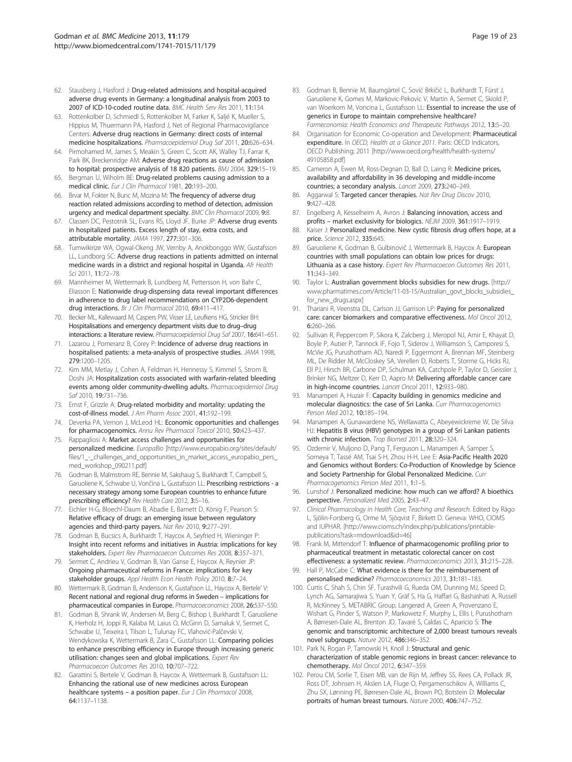62. Stausberg J, Hasford J: **Drug-related admissions and hospital-acquired adverse drug events in Germany: a longitudinal analysis from 2003 to 2007 of ICD-10-coded routine data.** *BMC Health Serv Res* 2011, **11:**134.
63. Rottenkolber D, Schmiedl S, Rottenkolber M, Farker K, Saljé K, Mueller S, Hippius M, Thuermann PA, Hasford J, Net of Regional Pharmacovigilance Centers: **Adverse drug reactions in Germany: direct costs of internal medicine hospitalizations.** *Pharmacoepidemiol Drug Saf* 2011, **20:**626–634.
64. Pirmohamed M, James S, Meakin S, Green C, Scott AK, Walley TJ, Farrar K, Park BK, Breckenridge AM: **Adverse drug reactions as cause of admission to hospital: prospective analysis of 18 820 patients.** *BMJ* 2004, **329:**15–19.
65. Bergman U, Wiholm BE: **Drug-related problems causing admission to a medical clinic.** *Eur J Clin Pharmacol* 1981, **20:**193–200.
66. Brvar M, Fokter N, Bunc M, Mozina M: **The frequency of adverse drug reaction related admissions according to method of detection, admission urgency and medical department specialty.** *BMC Clin Pharmacol* 2009, **9:**8.
67. Classen DC, Pestotnik SL, Evans RS, Lloyd JF, Burke JP: **Adverse drug events in hospitalized patients. Excess length of stay, extra costs, and attributable mortality.** *JAMA* 1997, **277:**301–306.
68. Tumwikirize WA, Ogwal-Okeng JW, Vernby A, Anokbonggo WW, Gustafsson LL, Lundborg SC: **Adverse drug reactions in patients admitted on internal medicine wards in a district and regional hospital in Uganda.** *Afr Health Sci* 2011, **11:**72–78.
69. Mannheimer M, Wettermark B, Lundberg M, Pettersson H, von Bahr C, Eliasson E: **Nationwide drug-dispensing data reveal important differences in adherence to drug label recommendations on CYP2D6-dependent drug interactions.** *Br J Clin Pharmacol* 2010, **69:**411–417.
70. Becker ML, Kallewaard M, Caspers PW, Visser LE, Leufkens HG, Stricker BH: **Hospitalisations and emergency department visits due to drug–drug interactions: a literature review.** *Pharmacoepidemiol Drug Saf* 2007, **16:**641–651.
71. Lazarou J, Pomeranz B, Corey P: **Incidence of adverse drug reactions in hospitalised patients: a meta-analysis of prospective studies.** *JAMA* 1998, **279:**1200–1205.
72. Kim MM, Metlay J, Cohen A, Feldman H, Hennessy S, Kimmel S, Strom B, Doshi JA: **Hospitalization costs associated with warfarin-related bleeding events among older community-dwelling adults.** *Pharmacoepidemiol Drug Saf* 2010, **19:**731–736.
73. Ernst F, Grizzle A: **Drug-related morbidity and mortality: updating the cost-of-illness model.** *J Am Pharm Assoc* 2001, **41:**192–199.
74. Deverka PA, Vernon J, McLeod HL: **Economic opportunities and challenges for pharmacogenomics.** *Annu Rev Pharmacol Toxicol* 2010, **50:**423–437.
75. Rappagliosi A: **Market access challenges and opportunities for personalized medicine.** *EuropaBio* [http://www.europabio.org/sites/default/files/1_-_challenges_and_opportunities_in_market_access_europabio_pers_med_workshop_090211.pdf]
76. Godman B, Malmstrom RE, Bennie M, Sakshaug S, Burkhardt T, Campbell S, Garuoliene K, Schwabe U, Vončina L, Gustafsson LL: **Prescribing restrictions - a necessary strategy among some European countries to enhance future prescribing efficiency?** *Rev Health Care* 2012, **3:**5–16.
77. Eichler H-G, Bloechl-Daum B, Abadie E, Barnett D, König F, Pearson S: **Relative efficacy of drugs: an emerging issue between regulatory agencies and third-party payers.** *Nat Rev* 2010, **9:**277–291.
78. Godman B, Bucsics A, Burkhardt T, Haycox A, Seyfried H, Wieninger P: **Insight into recent reforms and initiatives in Austria: implications for key stakeholders.** *Expert Rev Pharmacoecon Outcomes Res* 2008, **8:**357–371.
79. Sermet C, Andrieu V, Godman B, Van Ganse E, Haycox A, Reynier JP: **Ongoing pharmaceutical reforms in France: implications for key stakeholder groups.** *Appl Health Econ Health Policy* 2010, **8:**7–24.
80. Wettermark B, Godman B, Andersson K, Gustafsson LL, Haycox A, Bertele' V: **Recent national and regional drug reforms in Sweden – implications for pharmaceutical companies in Europe.** *Pharmacoeconomics* 2008, **26:**537–550.
81. Godman B, Shrank W, Andersen M, Berg C, Bishop I, Burkhardt T, Garuoliene K, Herholz H, Joppi R, Kalaba M, Laius O, McGinn D, Samaluk V, Sermet C, Schwabe U, Teixeira I, Tilson L, Tulunay FC, Vlahović-Palčevski V, Wendykowska K, Wettermark B, Zara C, Gustafsson LL: **Comparing policies to enhance prescribing efficiency in Europe through increasing generic utilisation: changes seen and global implications.** *Expert Rev Pharmacoecon Outcomes Res* 2010, **10:**707–722.
82. Garattini S, Bertele V, Godman B, Haycox A, Wettermark B, Gustafsson LL: **Enhancing the rational use of new medicines across European healthcare systems – a position paper.** *Eur J Clin Pharmacol* 2008, **64:**1137–1138.
83. Godman B, Bennie M, Baumgärtel C, Sović Brkičić L, Burkhardt T, Fürst J, Garuoliene K, Gomes M, Markovic-Pekovic V, Martin A, Sermet C, Skiold P, van Woerkom M, Voncina L, Gustafsson LL: **Essential to increase the use of generics in Europe to maintain comprehensive healthcare?** *Farmeconomia: Health Economics and Therapeutic Pathways* 2012, **13:**5–20.
84. Organisation for Economic Co-operation and Development: **Pharmaceutical expenditure.** In *OECD, Health at a Glance 2011*. Paris: OECD Indicators, OECD Publishing; 2011 [http://www.oecd.org/health/health-systems/49105858.pdf]
85. Cameron A, Ewen M, Ross-Degnan D, Ball D, Laing R: **Medicine prices, availability and affordability in 36 developing and middle-income countries; a secondary analysis.** *Lancet* 2009, **273:**240–249.
86. Aggarwal S: **Targeted cancer therapies.** *Nat Rev Drug Discov* 2010, **9:**427–428.
87. Engelberg A, Kesselheim A, Avron J: **Balancing innovation, access and profits – market exclusivity for biologics.** *NEJM* 2009, **361:**1917–1919.
88. Kaiser J: **Personalized medicine. New cystic fibrosis drug offers hope, at a price.** *Science* 2012, **335:**645.
89. Garuoliene K, Godman B, Gulbinovič J, Wettermark B, Haycox A: **European countries with small populations can obtain low prices for drugs: Lithuania as a case history.** *Expert Rev Pharmacoecon Outcomes Res* 2011, **11:**343–349.
90. Taylor L: **Australian government blocks subsidies for new drugs.** [http://www.pharmatimes.com/Article/11-03-15/Australian_govt_blocks_subsidies_for_new_drugs.aspx]
91. Thariani R, Veenstra DL, Carlson JJ, Garrison LP: **Paying for personalized care: cancer biomarkers and comparative effectiveness.** *Mol Oncol* 2012, **6:**260–266.
92. Sullivan R, Peppercorn P, Sikora K, Zalcberg J, Meropol NJ, Amir E, Khayat D, Boyle P, Autier P, Tannock IF, Fojo T, Siderov J, Williamson S, Camporesi S, McVie JG, Purushotham AD, Naredi P, Eggermont A, Brennan MF, Steinberg ML, De Ridder M, McCloskey SA, Verellen D, Roberts T, Storme G, Hicks RJ, Ell PJ, Hirsch BR, Carbone DP, Schulman KA, Catchpole P, Taylor D, Geissler J, Brinker NG, Meltzer D, Kerr D, Aapro M: **Delivering affordable cancer care in high-income countries.** *Lancet Oncol* 2011, **12:**933–980.
93. Manamperi A, Huzair F: **Capacity building in genomics medicine and molecular diagnostics: the case of Sri Lanka.** *Curr Pharmacogenomics Person Med* 2012, **10:**185–194.
94. Manamperi A, Gunawardene NS, Wellawatta C, Abeyewickreme W, De Silva HJ: **Hepatitis B virus (HBV) genotypes in a group of Sri Lankan patients with chronic infection.** *Trop Biomed* 2011, **28:**320–324.
95. Ozdemir V, Muljono D, Pang T, Ferguson L, Manamperi A, Samper S, Someya T, Tassé AM, Tsai S-H, Zhou H-H, Lee E: **Asia-Pacific Health 2020 and Genomics without Borders: Co-Production of Knowledge by Science and Society Partnership for Global Personalized Medicine.** *Curr Pharmacogenomics Person Med* 2011, **1:**1–5.
96. Lunshof J: **Personalized medicine: how much can we afford? A bioethics perspective.** *Personalized Med* 2005, **2:**43–47.
97. *Clinical Pharmacology in Health Care, Teaching and Research*. Edited by Rägo L, Sjölin-Forsberg G, Orme M, Sjöqvist F, Birkett D. Geneva: WHO, CIOMS and IUPHAR. [http://www.cioms.ch/index.php/publications/printable-publications?task=mdownload&id=46]
98. Frank M, Mittendorf T: **Influence of pharmacogenomic profiling prior to pharmaceutical treatment in metastatic colorectal cancer on cost effectiveness: a systematic review.** *Pharmacoeconomics* 2013, **31:**215–228.
99. Hall P, McCabe C: **What evidence is there for the reimbursement of personalised medicine?** *Pharmacoeconomics* 2013, **31:**181–183.
100. Curtis C, Shah S, Chin SF, Turashvili G, Rueda OM, Dunning MJ, Speed D, Lynch AG, Samarajiwa S, Yuan Y, Gräf S, Ha G, Haffari G, Bashashati A, Russell R, McKinney S, METABRIC Group, Langerød A, Green A, Provenzano E, Wishart G, Pinder S, Watson P, Markowetz F, Murphy L, Ellis I, Purushotham A, Børresen-Dale AL, Brenton JD, Tavaré S, Caldas C, Aparicio S: **The genomic and transcriptomic architecture of 2,000 breast tumours reveals novel subgroups.** *Nature* 2012, **486:**346–352.
101. Park N, Rogan P, Tarnowski H, Knoll J: **Structural and genic characterization of stable genomic regions in breast cancer: relevance to chemotherapy.** *Mol Oncol* 2012, **6:**347–359.
102. Perou CM, Sorlie T, Eisen MB, van de Rijn M, Jeffrey SS, Rees CA, Pollack JR, Ross DT, Johnsen H, Akslen LA, Fluge O, Pergamenschikov A, Williams C, Zhu SX, Lønning PE, Børresen-Dale AL, Brown PO, Botstein D: **Molecular portraits of human breast tumours.** *Nature* 2000, **406:**747–752.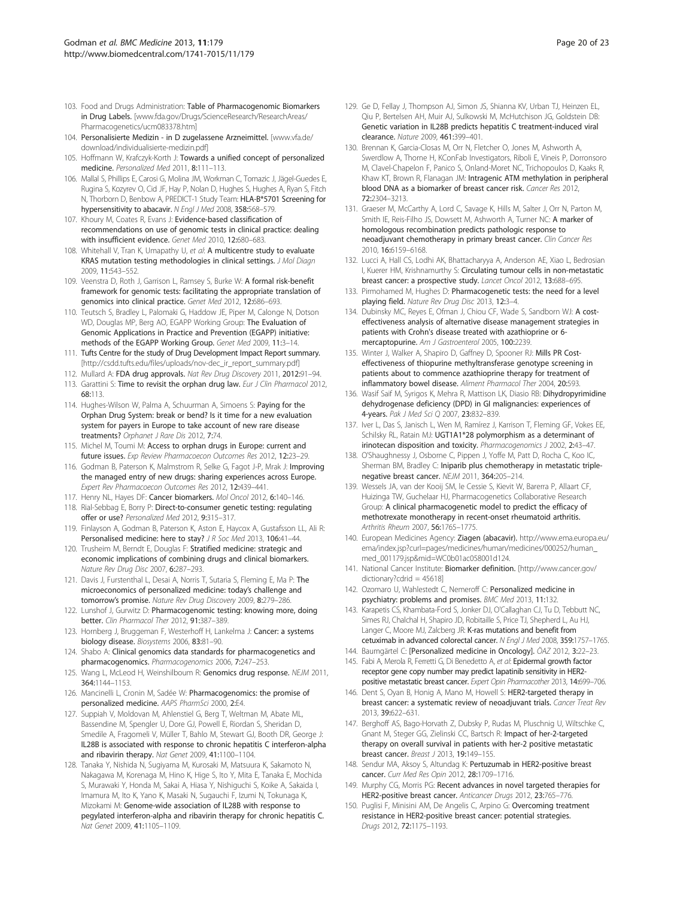103. Food and Drugs Administration: **Table of Pharmacogenomic Biomarkers in Drug Labels.** [www.fda.gov/Drugs/ScienceResearch/ResearchAreas/Pharmacogenetics/ucm083378.htm]
104. **Personalisierte Medizin - in D zugelassene Arzneimittel.** [www.vfa.de/download/individualisierte-medizin.pdf]
105. Hoffmann W, Krafczyk-Korth J: **Towards a unified concept of personalized medicine.** *Personalized Med* 2011, **8:**111–113.
106. Mallal S, Phillips E, Carosi G, Molina JM, Workman C, Tomazic J, Jägel-Guedes E, Rugina S, Kozyrev O, Cid JF, Hay P, Nolan D, Hughes S, Hughes A, Ryan S, Fitch N, Thorborn D, Benbow A, PREDICT-1 Study Team: **HLA-B*5701 Screening for hypersensitivity to abacavir.** *N Engl J Med* 2008, **358:**568–579.
107. Khoury M, Coates R, Evans J: **Evidence-based classification of recommendations on use of genomic tests in clinical practice: dealing with insufficient evidence.** *Genet Med* 2010, **12:**680–683.
108. Whitehall V, Tran K, Umapathy U, *et al*: **A multicentre study to evaluate KRAS mutation testing methodologies in clinical settings.** *J Mol Diagn* 2009, **11:**543–552.
109. Veenstra D, Roth J, Garrison L, Ramsey S, Burke W: **A formal risk-benefit framework for genomic tests: facilitating the appropriate translation of genomics into clinical practice.** *Genet Med* 2012, **12:**686–693.
110. Teutsch S, Bradley L, Palomaki G, Haddow JE, Piper M, Calonge N, Dotson WD, Douglas MP, Berg AO, EGAPP Working Group: **The Evaluation of Genomic Applications in Practice and Prevention (EGAPP) initiative: methods of the EGAPP Working Group.** *Genet Med* 2009, **11:**3–14.
111. **Tufts Centre for the study of Drug Development Impact Report summary.** [http://csdd.tufts.edu/files/uploads/nov-dec_ir_report_summary.pdf]
112. Mullard A: **FDA drug approvals.** *Nat Rev Drug Discovery* 2011, **2012:**91–94.
113. Garattini S: **Time to revisit the orphan drug law.** *Eur J Clin Pharmacol* 2012, **68:**113.
114. Hughes-Wilson W, Palma A, Schuurman A, Simoens S: **Paying for the Orphan Drug System: break or bend? Is it time for a new evaluation system for payers in Europe to take account of new rare disease treatments?** *Orphanet J Rare Dis* 2012, **7:**74.
115. Michel M, Toumi M: **Access to orphan drugs in Europe: current and future issues.** *Exp Review Pharmacoecon Outcomes Res* 2012, **12:**23–29.
116. Godman B, Paterson K, Malmstrom R, Selke G, Fagot J-P, Mrak J: **Improving the managed entry of new drugs: sharing experiences across Europe.** *Expert Rev Pharmacoecon Outcomes Res* 2012, **12:**439–441.
117. Henry NL, Hayes DF: **Cancer biomarkers.** *Mol Oncol* 2012, **6:**140–146.
118. Rial-Sebbag E, Borry P: **Direct-to-consumer genetic testing: regulating offer or use?** *Personalized Med* 2012, **9:**315–317.
119. Finlayson A, Godman B, Paterson K, Aston E, Haycox A, Gustafsson LL, Ali R: **Personalised medicine: here to stay?** *J R Soc Med* 2013, **106:**41–44.
120. Trusheim M, Berndt E, Douglas F: **Stratified medicine: strategic and economic implications of combining drugs and clinical biomarkers.** *Nature Rev Drug Disc* 2007, **6:**287–293.
121. Davis J, Furstenthal L, Desai A, Norris T, Sutaria S, Fleming E, Ma P: **The microeconomics of personalized medicine: today's challenge and tomorrow's promise.** *Nature Rev Drug Discovery* 2009, **8:**279–286.
122. Lunshof J, Gurwitz D: **Pharmacogenomic testing: knowing more, doing better.** *Clin Pharmacol Ther* 2012, **91:**387–389.
123. Hornberg J, Bruggeman F, Westerhoff H, Lankelma J: **Cancer: a systems biology disease.** *Biosystems* 2006, **83:**81–90.
124. Shabo A: **Clinical genomics data standards for pharmacogenetics and pharmacogenomics.** *Pharmacogenomics* 2006, **7:**247–253.
125. Wang L, McLeod H, Weinshilboum R: **Genomics drug response.** *NEJM* 2011, **364:**1144–1153.
126. Mancinelli L, Cronin M, Sadée W: **Pharmacogenomics: the promise of personalized medicine.** *AAPS PharmSci* 2000, **2:**E4.
127. Suppiah V, Moldovan M, Ahlenstiel G, Berg T, Weltman M, Abate ML, Bassendine M, Spengler U, Dore GJ, Powell E, Riordan S, Sheridan D, Smedile A, Fragomeli V, Müller T, Bahlo M, Stewart GJ, Booth DR, George J: **IL28B is associated with response to chronic hepatitis C interferon-alpha and ribavirin therapy.** *Nat Genet* 2009, **41:**1100–1104.
128. Tanaka Y, Nishida N, Sugiyama M, Kurosaki M, Matsuura K, Sakamoto N, Nakagawa M, Korenaga M, Hino K, Hige S, Ito Y, Mita E, Tanaka E, Mochida S, Murawaki Y, Honda M, Sakai A, Hiasa Y, Nishiguchi S, Koike A, Sakaida I, Imamura M, Ito K, Yano K, Masaki N, Sugauchi F, Izumi N, Tokunaga K, Mizokami M: **Genome-wide association of IL28B with response to pegylated interferon-alpha and ribavirin therapy for chronic hepatitis C.** *Nat Genet* 2009, **41:**1105–1109.
129. Ge D, Fellay J, Thompson AJ, Simon JS, Shianna KV, Urban TJ, Heinzen EL, Qiu P, Bertelsen AH, Muir AJ, Sulkowski M, McHutchison JG, Goldstein DB: **Genetic variation in IL28B predicts hepatitis C treatment-induced viral clearance.** *Nature* 2009, **461:**399–401.
130. Brennan K, Garcia-Closas M, Orr N, Fletcher O, Jones M, Ashworth A, Swerdlow A, Thorne H, KConFab Investigators, Riboli E, Vineis P, Dorronsoro M, Clavel-Chapelon F, Panico S, Onland-Moret NC, Trichopoulos D, Kaaks R, Khaw KT, Brown R, Flanagan JM: **Intragenic ATM methylation in peripheral blood DNA as a biomarker of breast cancer risk.** *Cancer Res* 2012, **72:**2304–3213.
131. Graeser M, McCarthy A, Lord C, Savage K, Hills M, Salter J, Orr N, Parton M, Smith IE, Reis-Filho JS, Dowsett M, Ashworth A, Turner NC: **A marker of homologous recombination predicts pathologic response to neoadjuvant chemotherapy in primary breast cancer.** *Clin Cancer Res* 2010, **16:**6159–6168.
132. Lucci A, Hall CS, Lodhi AK, Bhattacharyya A, Anderson AE, Xiao L, Bedrosian I, Kuerer HM, Krishnamurthy S: **Circulating tumour cells in non-metastatic breast cancer: a prospective study.** *Lancet Oncol* 2012, **13:**688–695.
133. Pirmohamed M, Hughes D: **Pharmacogenetic tests: the need for a level playing field.** *Nature Rev Drug Disc* 2013, **12:**3–4.
134. Dubinsky MC, Reyes E, Ofman J, Chiou CF, Wade S, Sandborn WJ: **A cost-effectiveness analysis of alternative disease management strategies in patients with Crohn's disease treated with azathioprine or 6-mercaptopurine.** *Am J Gastroenterol* 2005, **100:**2239.
135. Winter J, Walker A, Shapiro D, Gaffney D, Spooner RJ: **Mills PR Cost-effectiveness of thiopurine methyltransferase genotype screening in patients about to commence azathioprine therapy for treatment of inflammatory bowel disease.** *Aliment Pharmacol Ther* 2004, **20:**593.
136. Wasif Saif M, Syrigos K, Mehra R, Mattison LK, Diasio RB: **Dihydropyrimidine dehydrogenase deficiency (DPD) in GI malignancies: experiences of 4-years.** *Pak J Med Sci Q* 2007, **23:**832–839.
137. Iver L, Das S, Janisch L, Wen M, Ramírez J, Karrison T, Fleming GF, Vokes EE, Schilsky RL, Ratain MJ: **UGT1A1*28 polymorphism as a determinant of irinotecan disposition and toxicity.** *Pharmacogenomics J* 2002, **2:**43–47.
138. O'Shaughnessy J, Osborne C, Pippen J, Yoffe M, Patt D, Rocha C, Koo IC, Sherman BM, Bradley C: **Iniparib plus chemotherapy in metastatic triple-negative breast cancer.** *NEJM* 2011, **364:**205–214.
139. Wessels JA, van der Kooij SM, le Cessie S, Kievit W, Barerra P, Allaart CF, Huizinga TW, Guchelaar HJ, Pharmacogenetics Collaborative Research Group: **A clinical pharmacogenetic model to predict the efficacy of methotrexate monotherapy in recent-onset rheumatoid arthritis.** *Arthritis Rheum* 2007, **56:**1765–1775.
140. European Medicines Agency: **Ziagen (abacavir).** http://www.ema.europa.eu/ema/index.jsp?curl=pages/medicines/human/medicines/000252/human_med_001179.jsp&mid=WC0b01ac058001d124.
141. National Cancer Institute: **Biomarker definition.** [http://www.cancer.gov/dictionary?cdrid = 45618]
142. Ozomaro U, Wahlestedt C, Nemeroff C: **Personalized medicine in psychiatry: problems and promises.** *BMC Med* 2013, **11:**132.
143. Karapetis CS, Khambata-Ford S, Jonker DJ, O'Callaghan CJ, Tu D, Tebbutt NC, Simes RJ, Chalchal H, Shapiro JD, Robitaille S, Price TJ, Shepherd L, Au HJ, Langer C, Moore MJ, Zalcberg JR: **K-ras mutations and benefit from cetuximab in advanced colorectal cancer.** *N Engl J Med* 2008, **359:**1757–1765.
144. Baumgärtel C: **[Personalized medicine in Oncology].** *ÖAZ* 2012, **3:**22–23.
145. Fabi A, Merola R, Ferretti G, Di Benedetto A, *et al*: **Epidermal growth factor receptor gene copy number may predict lapatinib sensitivity in HER2-positive metastatic breast cancer.** *Expert Opin Pharmacother* 2013, **14:**699–706.
146. Dent S, Oyan B, Honig A, Mano M, Howell S: **HER2-targeted therapy in breast cancer: a systematic review of neoadjuvant trials.** *Cancer Treat Rev* 2013, **39:**622–631.
147. Berghoff AS, Bago-Horvath Z, Dubsky P, Rudas M, Pluschnig U, Wiltschke C, Gnant M, Steger GG, Zielinski CC, Bartsch R: **Impact of her-2-targeted therapy on overall survival in patients with her-2 positive metastatic breast cancer.** *Breast J* 2013, **19:**149–155.
148. Sendur MA, Aksoy S, Altundag K: **Pertuzumab in HER2-positive breast cancer.** *Curr Med Res Opin* 2012, **28:**1709–1716.
149. Murphy CG, Morris PG: **Recent advances in novel targeted therapies for HER2-positive breast cancer.** *Anticancer Drugs* 2012, **23:**765–776.
150. Puglisi F, Minisini AM, De Angelis C, Arpino G: **Overcoming treatment resistance in HER2-positive breast cancer: potential strategies.** *Drugs* 2012, **72:**1175–1193.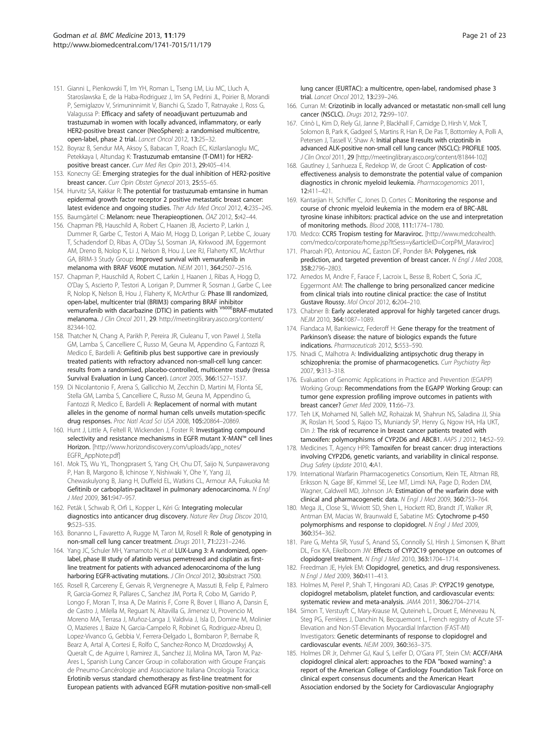151. Gianni L, Pienkowski T, Im YH, Roman L, Tseng LM, Liu MC, Lluch A, Staroslawska E, de la Haba-Rodriguez J, Im SA, Pedrini JL, Poirier B, Morandi P, Semiglazov V, Srimuninnimit V, Bianchi G, Szado T, Ratnayake J, Ross G, Valagussa P: **Efficacy and safety of neoadjuvant pertuzumab and trastuzumab in women with locally advanced, inflammatory, or early HER2-positive breast cancer (NeoSphere): a randomised multicentre, open-label, phase 2 trial.** *Lancet Oncol* 2012, **13:**25–32.
152. Boyraz B, Sendur MA, Aksoy S, Babacan T, Roach EC, Kizilarslanoglu MC, Petekkaya I, Altundag K: **Trastuzumab emtansine (T-DM1) for HER2-positive breast cancer.** *Curr Med Res Opin* 2013, **29:**405–414.
153. Konecny GE: **Emerging strategies for the dual inhibition of HER2-positive breast cancer.** *Curr Opin Obstet Gynecol* 2013, **25:**55–65.
154. Hurvitz SA, Kakkar R: **The potential for trastuzumab emtansine in human epidermal growth factor receptor 2 positive metastatic breast cancer: latest evidence and ongoing studies.** *Ther Adv Med Oncol* 2012, **4:**235–245.
155. Baumgärtel C: **Melanom: neue Therapieoptionen.** *ÖAZ* 2012, **5:**42–44.
156. Chapman PB, Hauschild A, Robert C, Haanen JB, Ascierto P, Larkin J, Dummer R, Garbe C, Testori A, Maio M, Hogg D, Lorigan P, Lebbe C, Jouary T, Schadendorf D, Ribas A, O'Day SJ, Sosman JA, Kirkwood JM, Eggermont AM, Dreno B, Nolop K, Li J, Nelson B, Hou J, Lee RJ, Flaherty KT, McArthur GA, BRIM-3 Study Group: **Improved survival with vemurafenib in melanoma with BRAF V600E mutation.** *NEJM* 2011, **364:**2507–2516.
157. Chapman P, Hauschild A, Robert C, Larkin J, Haanen J, Ribas A, Hogg D, O'Day S, Ascierto P, Testori A, Lorigan P, Dummer R, Sosman J, Garbe C, Lee R, Nolop K, Nelson B, Hou J, Flaherty K, McArthur G: **Phase III randomized, open-label, multicenter trial (BRIM3) comparing BRAF inhibitor vemurafenib with dacarbazine (DTIC) in patients with $^{V600E}$BRAF-mutated melanoma.** *J Clin Oncol* 2011, **29**. http://meetinglibrary.asco.org/content/82344-102.
158. Thatcher N, Chang A, Parikh P, Pereira JR, Ciuleanu T, von Pawel J, Stella GM, Lamba S, Cancelliere C, Russo M, Geuna M, Appendino G, Fantozzi R, Medico E, Bardelli A: **Gefitinib plus best supportive care in previously treated patients with refractory advanced non-small-cell lung cancer: results from a randomised, placebo-controlled, multicentre study (Iressa Survival Evaluation in Lung Cancer).** *Lancet* 2005, **366:**1527–1537.
159. Di Nicolantonio F, Arena S, Gallicchio M, Zecchin D, Martini M, Flonta SE, Stella GM, Lamba S, Cancelliere C, Russo M, Geuna M, Appendino G, Fantozzi R, Medico E, Bardelli A: **Replacement of normal with mutant alleles in the genome of normal human cells unveils mutation-specific drug responses.** *Proc Natl Acad Sci USA* 2008, **105:**20864–20869.
160. Hunt J, Little A, Feltell R, Wickenden J, Foster R: **Investigating compound selectivity and resistance mechanisms in EGFR mutant X-MAN™ cell lines Horizon.** [http://www.horizondiscovery.com/uploads/app_notes/EGFR_AppNote.pdf]
161. Mok TS, Wu YL, Thongprasert S, Yang CH, Chu DT, Saijo N, Sunpaweravong P, Han B, Margono B, Ichinose Y, Nishiwaki Y, Ohe Y, Yang JJ, Chewaskulyong B, Jiang H, Duffield EL, Watkins CL, Armour AA, Fukuoka M: **Gefitinib or carboplatin-paclitaxel in pulmonary adenocarcinoma.** *N Engl J Med* 2009, **361:**947–957.
162. Peták I, Schwab R, Orfi L, Kopper L, Kéri G: **Integrating molecular diagnostics into anticancer drug discovery.** *Nature Rev Drug Discov* 2010, **9:**523–535.
163. Bonanno L, Favaretto A, Rugge M, Taron M, Rosell R: **Role of genotyping in non-small cell lung cancer treatment.** *Drugs* 2011, **71:**2231–2246.
164. Yang JC, Schuler MH, Yamamoto N, *et al*: **LUX-Lung 3: A randomized, open-label, phase III study of afatinib versus pemetrexed and cisplatin as first-line treatment for patients with advanced adenocarcinoma of the lung harboring EGFR-activating mutations.** *J Clin Oncol* 2012, **30:**abstract 7500.
165. Rosell R, Carcereny E, Gervais R, Vergnenegre A, Massuti B, Felip E, Palmero R, Garcia-Gomez R, Pallares C, Sanchez JM, Porta R, Cobo M, Garrido P, Longo F, Moran T, Insa A, De Marinis F, Corre R, Bover I, Illiano A, Dansin E, de Castro J, Milella M, Reguart N, Altavilla G, Jimenez U, Provencio M, Moreno MA, Terrasa J, Muñoz-Langa J, Valdivia J, Isla D, Domine M, Molinier O, Mazieres J, Baize N, Garcia-Campelo R, Robinet G, Rodriguez-Abreu D, Lopez-Vivanco G, Gebbia V, Ferrera-Delgado L, Bombaron P, Bernabe R, Bearz A, Artal A, Cortesi E, Rolfo C, Sanchez-Ronco M, Drozdowskyj A, Queralt C, de Aguirre I, Ramirez JL, Sanchez JJ, Molina MA, Taron M, Paz-Ares L, Spanish Lung Cancer Group in collaboration with Groupe Français de Pneumo-Cancérologie and Associazione Italiana Oncologia Toracica: **Erlotinib versus standard chemotherapy as first-line treatment for European patients with advanced EGFR mutation-positive non-small-cell lung cancer (EURTAC): a multicentre, open-label, randomised phase 3 trial.** *Lancet Oncol* 2012, **13:**239–246.
166. Curran M: **Crizotinib in locally advanced or metastatic non-small cell lung cancer (NSCLC).** *Drugs* 2012, **72:**99–107.
167. Crinò L, Kim D, Riely GJ, Janne P, Blackhall F, Camidge D, Hirsh V, Mok T, Solomon B, Park K, Gadgeel S, Martins R, Han R, De Pas T, Bottomley A, Polli A, Petersen J, Tassell V, Shaw A: **Initial phase II results with crizotinib in advanced ALK-positive non-small cell lung cancer (NSCLC): PROFILE 1005.** *J Clin Oncol* 2011, **29** [http://meetinglibrary.asco.org/content/81844-102]
168. Gautlney J, Sanhueza E, Redekop W, de Groot C: **Application of cost-effectiveness analysis to demonstrate the potential value of companion diagnostics in chronic myeloid leukemia.** *Pharmacogenomics* 2011, **12:**411–421.
169. Kantarjian H, Schiffer C, Jones D, Cortes C: **Monitoring the response and course of chronic myeloid leukemia in the modern era of BRC-ABL tyrosine kinase inhibitors: practical advice on the use and interpretation of monitoring methods.** *Blood* 2008, **111:**1774–1780.
170. Medco: **CCR5 Tropism testing for Maraviroc.** [http://www.medcohealth.com/medco/corporate/home.jsp?ltSess=y&articleID=CorpPM_Maraviroc]
171. Pharoah PD, Antoniou AC, Easton DF, Ponder BA: **Polygenes, risk prediction, and targeted prevention of breast cancer.** *N Engl J Med* 2008, **358:**2796–2803.
172. Arnedos M, Andre F, Farace F, Lacroix L, Besse B, Robert C, Soria JC, Eggermont AM: **The challenge to bring personalized cancer medicine from clinical trials into routine clinical practice: the case of Institut Gustave Roussy.** *Mol Oncol* 2012, **6:**204–210.
173. Chabner B: **Early accelerated approval for highly targeted cancer drugs.** *NEJM* 2010, **364:**1087–1089.
174. Fiandaca M, Bankiewicz, Federoff H: **Gene therapy for the treatment of Parkinson's disease: the nature of biologics expands the future indications.** *Pharmaceuticals* 2012, **5:**553–590.
175. Nnadi C, Malhotra A: **Individualizing antipsychotic drug therapy in schizophrenia: the promise of pharmacogenetics.** *Curr Psychiatry Rep* 2007, **9:**313–318.
176. Evaluation of Genomic Applications in Practice and Prevention (EGAPP) Working Group: **Recommendations from the EGAPP Working Group: can tumor gene expression profiling improve outcomes in patients with breast cancer?** *Genet Med* 2009, **11:**66–73.
177. Teh LK, Mohamed NI, Salleh MZ, Rohaizak M, Shahrun NS, Saladina JJ, Shia JK, Roslan H, Sood S, Rajoo TS, Muniandy SP, Henry G, Ngow HA, Hla UKT, Din J: **The risk of recurrence in breast cancer patients treated with tamoxifen: polymorphisms of CYP2D6 and ABCB1.** *AAPS J* 2012, **14:**52–59.
178. Medicines T, Agency HPR: **Tamoxifen for breast cancer: drug interactions involving CYP2D6, genetic variants, and variability in clinical response.** *Drug Safety Update* 2010, **4:**A1.
179. International Warfarin Pharmacogenetics Consortium, Klein TE, Altman RB, Eriksson N, Gage BF, Kimmel SE, Lee MT, Limdi NA, Page D, Roden DM, Wagner, Caldwell MD, Johnson JA: **Estimation of the warfarin dose with clinical and pharmacogenetic data.** *N Engl J Med* 2009, **360:**753–764.
180. Mega JL, Close SL, Wiviott SD, Shen L, Hockett RD, Brandt JT, Walker JR, Antman EM, Macias W, Braunwald E, Sabatine MS: **Cytochrome p-450 polymorphisms and response to clopidogrel.** *N Engl J Med* 2009, **360:**354–362.
181. Pare G, Mehta SR, Yusuf S, Anand SS, Connolly SJ, Hirsh J, Simonsen K, Bhatt DL, Fox KA, Eikelboom JW: **Effects of CYP2C19 genotype on outcomes of clopidogrel treatment.** *N Engl J Med* 2010, **363:**1704–1714.
182. Freedman JE, Hylek EM: **Clopidogrel, genetics, and drug responsiveness.** *N Engl J Med* 2009, **360:**411–413.
183. Holmes M, Perel P, Shah T, Hingorani AD, Casas JP: **CYP2C19 genotype, clopidogrel metabolism, platelet function, and cardiovascular events: systematic review and meta-analysis.** *JAMA* 2011, **306:**2704–2714.
184. Simon T, Verstuyft C, Mary-Krause M, Quteineh L, Drouet E, Méneveau N, Steg PG, Ferrières J, Danchin N, Becquemont L, French registry of Acute ST-Elevation and Non-ST-Elevation Myocardial Infarction (FAST-MI) Investigators: **Genetic determinants of response to clopidogrel and cardiovascular events.** *NEJM* 2009, **360:**363–375.
185. Holmes DR Jr, Dehmer GJ, Kaul S, Leifer D, O'Gara PT, Stein CM: **ACCF/AHA clopidogrel clinical alert: approaches to the FDA "boxed warning": a report of the American College of Cardiology Foundation Task Force on clinical expert consensus documents and the American Heart Association endorsed by the Society for Cardiovascular Angiography**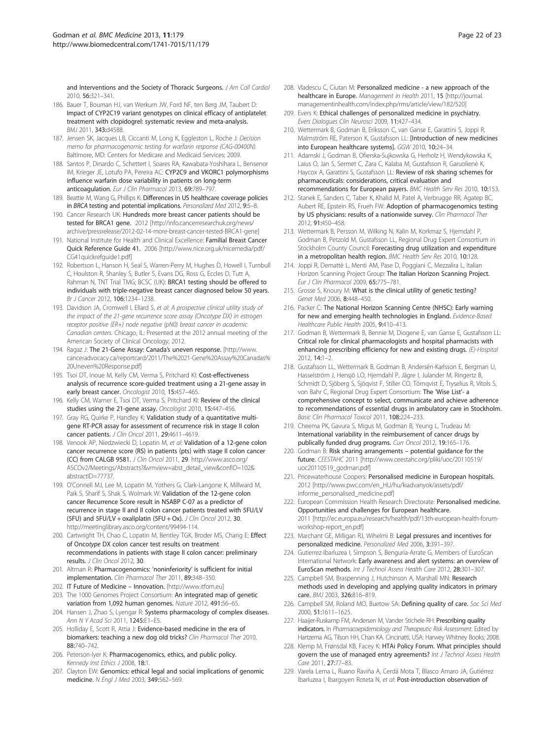and Interventions and the Society of Thoracic Surgeons. *J Am Coll Cardiol* 2010, **56:**321–341.

186. Bauer T, Bouman HJ, van Werkum JW, Ford NF, ten Berg JM, Taubert D: **Impact of CYP2C19 variant genotypes on clinical efficacy of antiplatelet treatment with clopidogrel: systematic review and meta-analysis.** *BMJ* 2011, **343:**d4588.
187. Jensen SK, Jacques LB, Ciccanti M, Long K, Eggleston L, Roche J: *Decision memo for pharmacogenomic testing for warfarin response (CAG-00400N).* Baltimore, MD: Centers for Medicare and Medicaid Services; 2009.
188. Santos P, Dinardo C, Schettert I, Soares RA, Kawabata-Yoshihara L, Bensenor IM, Krieger JE, Lotufo PA, Pereira AC: **CYP2C9 and VKORC1 polymorphisms influence warfarin dose variability in patients on long-term anticoagulation.** *Eur J Clin Pharmacol* 2013, **69:**789–797.
189. Beattie M, Wang G, Phillips K: **Differences in US healthcare coverage policies in *BRCA* testing and potential implications.** *Personalized Med* 2012, **9:**5–8.
190. Cancer Research UK: **Hundreds more breast cancer patients should be tested for BRCA1 gene.** 2012 [http://info.cancerresearchuk.org/news/archive/pressrelease/2012-02-14-more-breast-cancer-tested-BRCA1-gene]
191. National Institute for Health and Clinical Excellence: **Familial Breast Cancer Quick Reference Guide 41.** 2006 [http://www.nice.org.uk/nicemedia/pdf/CG41quickrefguide1.pdf]
192. Robertson L, Hanson H, Seal S, Warren-Perry M, Hughes D, Howell I, Turnbull C, Houlston R, Shanley S, Butler S, Evans DG, Ross G, Eccles D, Tutt A, Rahman N, TNT Trial TMG; BCSC (UK): **BRCA1 testing should be offered to individuals with triple-negative breast cancer diagnosed below 50 years.** *Br J Cancer* 2012, **106:**1234–1238.
193. Davidson JA, Cromwell I, Ellard S, *et al*: *A prospective clinical utility study of the impact of the 21-gene recurrence score assay (Oncotype DX) in estrogen receptor positive (ER+) node negative (pN0) breast cancer in academic Canadian centers.* Chicago, IL: Presented at the 2012 annual meeting of the American Society of Clinical Oncology; 2012.
194. Ragaz J: **The 21-Gene Assay: Canada's uneven response.** [http://www.canceradvocacy.ca/reportcard/2011/The%2021-Gene%20Assay%20Canadas%20Uneven%20Response.pdf]
195. Tsoi DT, Inoue M, Kelly CM, Verma S, Pritchard KI: **Cost-effectiveness analysis of recurrence score-guided treatment using a 21-gene assay in early breast cancer.** *Oncologist* 2010, **15:**457–465.
196. Kelly CM, Warner E, Tsoi DT, Verma S, Pritchard KI: **Review of the clinical studies using the 21-gene assay.** *Oncologist* 2010, **15:**447–456.
197. Gray RG, Quirke P, Handley K: **Validation study of a quantitative multigene RT-PCR assay for assessment of recurrence risk in stage II colon cancer patients.** *J Clin Oncol* 2011, **29:**4611–4619.
198. Venook AP, Niedzwiecki D, Lopatin M, *et al*: **Validation of a 12-gene colon cancer recurrence score (RS) in patients (pts) with stage II colon cancer (CC) from CALGB 9581.** *J Clin Oncol* 2011, **29**. http://www.asco.org/ASCOv2/Meetings/Abstracts?&vmview=abst_detail_view&confID=102&abstractID=77737.
199. O'Connell MJ, Lee M, Lopatin M, Yothers G, Clark-Langone K, Millward M, Paik S, Sharif S, Shak S, Wolmark W: **Validation of the 12-gene colon cancer Recurrence Score result in NSABP C-07 as a predictor of recurrence in stage II and II colon cancer patients treated with 5FU/LV (5FU) and 5FU/LV + oxaliplatin (5FU + Ox).** *J Clin Oncol* 2012, **30**. http://meetinglibrary.asco.org/content/99494-114.
200. Cartwright TH, Chao C, Lopatin M, Bentley TGK, Broder MS, Chang E: **Effect of Onco*type* DX colon cancer test results on treatment recommendations in patients with stage II colon cancer: preliminary results.** *J Clin Oncol* 2012, **30**.
201. Altman R: **Pharmacogenomics: 'noninferiority' is sufficient for initial implementation.** *Clin Pharmacol Ther* 2011, **89:**348–350.
202. **IT Future of Medicine – Innovation.** [http://www.itfom.eu]
203. The 1000 Genomes Project Consortium: **An integrated map of genetic variation from 1,092 human genomes.** *Nature* 2012, **491:**56–65.
204. Hansen J, Zhao S, Iyengar R: **Systems pharmacology of complex diseases.** *Ann N Y Acad Sci* 2011, **1245:**E1–E5.
205. Holliday E, Scott R, Attia J: **Evidence-based medicine in the era of biomarkers: teaching a new dog old tricks?** *Clin Pharmacol Ther* 2010, **88:**740–742.
206. Peterson-Iyer K: **Pharmacogenomics, ethics, and public policy.** *Kennedy Inst Ethics J* 2008, **18:**1.
207. Clayton EW: **Genomics: ethical legal and social implications of genomic medicine.** *N Engl J Med* 2003, **349:**562–569.
208. Vladescu C, Ciutan M: **Personalized medicine - a new approach of the healthcare in Europe.** *Management in Health* 2011, **15** [http://journal.managementinhealth.com/index.php/rms/article/view/182/520]
209. Evers K: **Ethical challenges of personalized medicine in psychiatry.** *Evers Dialogues Clin Neurosci* 2009, **11:**427–434.
210. Wettermark B, Godman B, Eriksson C, van Ganse E, Garattini S, Joppi R, Malmström RE, Paterson K, Gustafsson LL: **[Introduction of new medicines into European healthcare systems].** *GGW* 2010, **10:**24–34.
211. Adamski J, Godman B, Ofierska-Sujkowska G, Herholz H, Wendykowska K, Laius O, Jan S, Sermet C, Zara C, Kalaba M, Gustafsson R, Garuolienè K, Haycox A, Garattini S, Gustafsson LL: **Review of risk sharing schemes for pharmaceuticals: considerations, critical evaluation and recommendations for European payers.** *BMC Health Serv Res* 2010, **10:**153.
212. Stanek E, Sanders C, Taber K, Khalid M, Patel A, Verbrugge RR, Agatep BC, Aubert RE, Epstein RS, Frueh FW: **Adoption of pharmacogenomics testing by US physicians: results of a nationwide survey.** *Clin Pharmacol Ther* 2012, **91:**450–458.
213. Wettermark B, Persson M, Wilking N, Kalin M, Korkmaz S, Hjemdahl P, Godman B, Petzold M, Gustafsson LL, Regional Drug Expert Consortium in Stockholm County Council: **Forecasting drug utilization and expenditure in a metropolitan health region.** *BMC Health Serv Res* 2010, **10:**128.
214. Joppi R, Demattè L, Menti AM, Pase D, Poggiani C, Mezzalira L, Italian Horizon Scanning Project Group: **The Italian Horizon Scanning Project.** *Eur J Clin Pharmacol* 2009, **65:**775–781.
215. Grosse S, Knoury M: **What is the clinical utility of genetic testing?** *Genet Med* 2006, **8:**448–450.
216. Packer C: **The National Horizon Scanning Centre (NHSC): Early warning for new and emerging health technologies in England.** *Evidence-Based Healthcare Public Health* 2005, **9:**410–413.
217. Godman B, Wettermark B, Bennie M, Diogene E, van Ganse E, Gustafsson LL: **Critical role for clinical pharmacologists and hospital pharmacists with enhancing prescribing efficiency for new and existing drugs.** *(E)-Hospital* 2012, **14:**1–2.
218. Gustafsson LL, Wettermark B, Godman B, Andersén-Karlsson E, Bergman U, Hasselström J, Hensjö LO, Hjemdahl P, Jägre I, Julander M, Ringertz B, Schmidt D, Sjöberg S, Sjöqvist F, Stiller CO, Törnqvist E, Tryselius R, Vitols S, von Bahr C, Regional Drug Expert Consortium: **The 'Wise List'- a comprehensive concept to select, communicate and achieve adherence to recommendations of essential drugs in ambulatory care in Stockholm.** *Basic Clin Pharmacol Toxicol* 2011, **108:**224–233.
219. Cheema PK, Gavura S, Migus M, Godman B, Yeung L, Trudeau M: **International variability in the reimbursement of cancer drugs by publically funded drug programs.** *Curr Oncol* 2012, **19:**165–176.
220. Godman B: **Risk sharing arrangements – potential guidance for the future.** *CEESTAHC* 2011 [http://www.ceestahc.org/pliki/uoc/20110519/uoc20110519_godman.pdf]
221. Pricewaterhouse Coopers: **Personalised medicine in European hospitals.** 2012 [http://www.pwc.com/en_HU/hu/kiadvanyok/assets/pdf/informe_personalised_medicine.pdf]
222. European Commission Health Research Directorate: **Personalised medicine. Opportunities and challenges for European healthcare.** 2011 [http://ec.europa.eu/research/health/pdf/13th-european-health-forum-workshop-report_en.pdf]
223. Marchant GE, Milligan RJ, Wihelmi B: **Legal pressures and incentives for personalized medicine.** *Personalized Med* 2006, **3:**391–397.
224. Gutierrez-Ibarluzea I, Simpson S, Benguria-Arrate G, Members of EuroScan International Network: **Early awareness and alert systems: an overview of EuroScan methods.** *Int J Technol Assess Health Care* 2012, **28:**301–307.
225. Campbell SM, Braspenning J, Hutchinson A, Marshall MN: **Research methods used in developing and applying quality indicators in primary care.** *BMJ* 2003, **326:**816–819.
226. Campbell SM, Roland MO, Buetow SA: **Defining quality of care.** *Soc Sci Med* 2000, **51:**1611–1625.
227. Haaijer-Ruskamp FM, Andersen M, Vander Stichele RH: **Prescribing quality indicators.** In *Pharmacoepidemiology and Therapeutic Risk Assessment.* Edited by Hartzema AG, Tilson HH, Chan KA. Cincinatti, USA: Harwey Whitney Books; 2008.
228. Klemp M, Frønsdal KB, Facey K: **HTAi Policy Forum. What principles should govern the use of managed entry agreements?** *Int J Technol Assess Health Care* 2011, **27:**77–83.
229. Varela Lema L, Ruano Raviña A, Cerdá Mota T, Blasco Amaro JA, Gutiérrez Ibarluzea I, Ibargoyen Roteta N, *et al*: **Post-introduction observation of**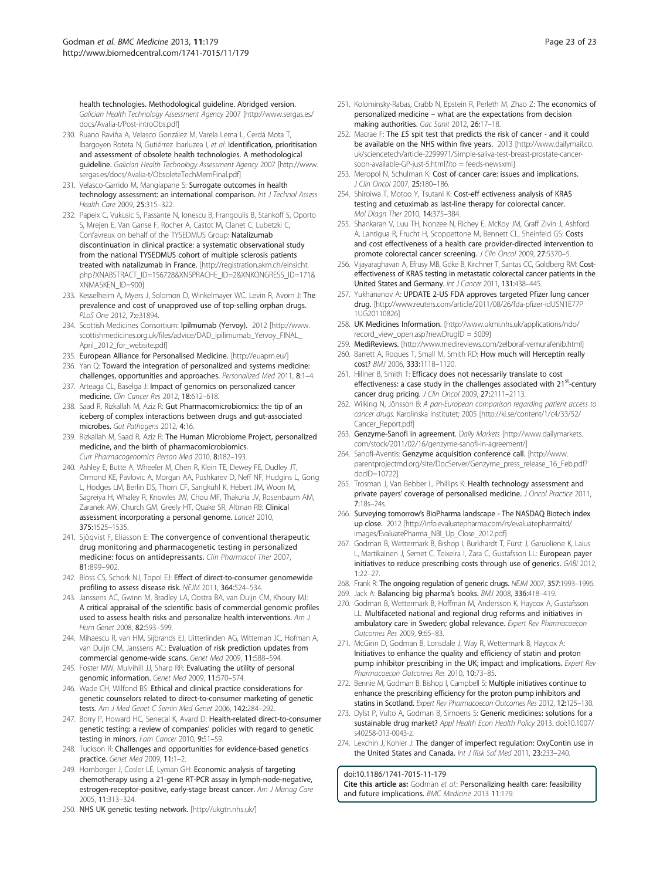health technologies. Methodological guideline. Abridged version. *Galician Health Technology Assessment Agency* 2007 [http://www.sergas.es/docs/Avalia-t/Post-introObs.pdf]

230. Ruano Raviña A, Velasco González M, Varela Lema L, Cerdá Mota T, Ibargoyen Roteta N, Gutiérrez Ibarluzea I, *et al*: **Identification, prioritisation and assessment of obsolete health technologies. A methodological guideline.** *Galician Health Technology Assessment Agency* 2007 [http://www.sergas.es/docs/Avalia-t/ObsoleteTechMemFinal.pdf]
231. Velasco-Garrido M, Mangiapane S: **Surrogate outcomes in health technology assessment: an international comparison.** *Int J Technol Assess Health Care* 2009, **25:**315–322.
232. Papeix C, Vukusic S, Passante N, Ionescu B, Frangoulis B, Stankoff S, Oporto S, Mrejen E, Van Ganse F, Rocher A, Castot M, Clanet C, Lubetzki C, Confavreux on behalf of the TYSEDMUS Group: **Natalizumab discontinuation in clinical practice: a systematic observational study from the national TYSEDMUS cohort of multiple sclerosis patients treated with natalizumab in France.** [http://registration.akm.ch/einsicht.php?XNABSTRACT_ID=156728&XNSPRACHE_ID=2&XNKONGRESS_ID=171&XNMASKEN_ID=900]
233. Kesselheim A, Myers J, Solomon D, Winkelmayer WC, Levin R, Avorn J: **The prevalence and cost of unapproved use of top-selling orphan drugs.** *PLoS One* 2012, **7:**e31894.
234. Scottish Medicines Consortium: **Ipilmumab (Yervoy).** 2012 [http://www.scottishmedicines.org.uk/files/advice/DAD_ipilimumab_Yervoy_FINAL_April_2012_for_website.pdf]
235. **European Alliance for Personalised Medicine.** [http://euapm.eu/]
236. Yan Q: **Toward the integration of personalized and systems medicine: challenges, opportunities and approaches.** *Personalized Med* 2011, **8:**1–4.
237. Arteaga CL, Baselga J: **Impact of genomics on personalized cancer medicine.** *Clin Cancer Res* 2012, **18:**612–618.
238. Saad R, Rizkallah M, Aziz R: **Gut Pharmacomicrobiomics: the tip of an iceberg of complex interactions between drugs and gut-associated microbes.** *Gut Pathogens* 2012, **4:**16.
239. Rizkallah M, Saad R, Aziz R: **The Human Microbiome Project, personalized medicine, and the birth of pharmacomicrobiomics.** *Curr Pharmacogenomics Person Med* 2010, **8:**182–193.
240. Ashley E, Butte A, Wheeler M, Chen R, Klein TE, Dewey FE, Dudley JT, Ormond KE, Pavlovic A, Morgan AA, Pushkarev D, Neff NF, Hudgins L, Gong L, Hodges LM, Berlin DS, Thorn CF, Sangkuhl K, Hebert JM, Woon M, Sagreiya H, Whaley R, Knowles JW, Chou MF, Thakuria JV, Rosenbaum AM, Zaranek AW, Church GM, Greely HT, Quake SR, Altman RB: **Clinical assessment incorporating a personal genome.** *Lancet* 2010, **375:**1525–1535.
241. Sjöqvist F, Eliasson E: **The convergence of conventional therapeutic drug monitoring and pharmacogenetic testing in personalized medicine: focus on antidepressants.** *Clin Pharmacol Ther* 2007, **81:**899–902.
242. Bloss CS, Schork NJ, Topol EJ: **Effect of direct-to-consumer genomewide profiling to assess disease risk.** *NEJM* 2011, **364:**524–534.
243. Janssens AC, Gwinn M, Bradley LA, Oostra BA, van Duijn CM, Khoury MJ: **A critical appraisal of the scientific basis of commercial genomic profiles used to assess health risks and personalize health interventions.** *Am J Hum Genet* 2008, **82:**593–599.
244. Mihaescu R, van HM, Sijbrands EJ, Uitterlinden AG, Witteman JC, Hofman A, van Duijn CM, Janssens AC: **Evaluation of risk prediction updates from commercial genome-wide scans.** *Genet Med* 2009, **11:**588–594.
245. Foster MW, Mulvihill JJ, Sharp RR: **Evaluating the utility of personal genomic information.** *Genet Med* 2009, **11:**570–574.
246. Wade CH, Wilfond BS: **Ethical and clinical practice considerations for genetic counselors related to direct-to-consumer marketing of genetic tests.** *Am J Med Genet C Semin Med Genet* 2006, **142:**284–292.
247. Borry P, Howard HC, Senecal K, Avard D: **Health-related direct-to-consumer genetic testing: a review of companies' policies with regard to genetic testing in minors.** *Fam Cancer* 2010, **9:**51–59.
248. Tuckson R: **Challenges and opportunities for evidence-based genetics practice.** *Genet Med* 2009, **11:**1–2.
249. Hornberger J, Cosler LE, Lyman GH: **Economic analysis of targeting chemotherapy using a 21-gene RT-PCR assay in lymph-node-negative, estrogen-receptor-positive, early-stage breast cancer.** *Am J Manag Care* 2005, **11:**313–324.
250. **NHS UK genetic testing network.** [http://ukgtn.nhs.uk/]
251. Kolominsky-Rabas, Crabb N, Epstein R, Perleth M, Zhao Z: **The economics of personalized medicine – what are the expectations from decision making authorities.** *Gac Sanit* 2012, **26:**17–18.
252. Macrae F: **The £5 spit test that predicts the risk of cancer - and it could be available on the NHS within five years.** 2013 [http://www.dailymail.co.uk/sciencetech/article-2299971/Simple-saliva-test-breast-prostate-cancer-soon-available-GP-just-5.html?ito = feeds-newsxml]
253. Meropol N, Schulman K: **Cost of cancer care: issues and implications.** *J Clin Oncol* 2007, **25:**180–186.
254. Shiroiwa T, Motoo Y, Tsutani K: **Cost-eff ectiveness analysis of KRAS testing and cetuximab as last-line therapy for colorectal cancer.** *Mol Diagn Ther* 2010, **14:**375–384.
255. Shankaran V, Luu TH, Nonzee N, Richey E, McKoy JM, Graff Zivin J, Ashford A, Lantigua R, Frucht H, Scoppettone M, Bennett CL, Sheinfeld GS: **Costs and cost effectiveness of a health care provider-directed intervention to promote colorectal cancer screening.** *J Clin Oncol* 2009, **27:**5370–5.
256. Vijayaraghavan A, Efrusy MB, Göke B, Kirchner T, Santas CC, Goldberg RM: **Cost-effectiveness of KRAS testing in metastatic colorectal cancer patients in the United States and Germany.** *Int J Cancer* 2011, **131:**438–445.
257. Yukhananov A: **UPDATE 2-US FDA approves targeted Pfizer lung cancer drug.** [http://www.reuters.com/article/2011/08/26/fda-pfizer-idUSN1E77P1UG20110826]
258. **UK Medicines Information.** [http://www.ukmi.nhs.uk/applications/ndo/record_view_open.asp?newDrugID = 5009]
259. **MediReviews.** [http://www.medireviews.com/zelboraf-vemurafenib.html]
260. Barrett A, Roques T, Small M, Smith RD: **How much will Herceptin really cost?** *BMJ* 2006, **333:**1118–1120.
261. Hillner B, Smith T: **Efficacy does not necessarily translate to cost effectiveness: a case study in the challenges associated with 21st-century cancer drug pricing.** *J Clin Oncol* 2009, **27:**2111–2113.
262. Wilking N, Jönsson B: *A pan-European comparison regarding patient access to cancer drugs.* Karolinska Institutet; 2005 [http://ki.se/content/1/c4/33/52/Cancer_Report.pdf]
263. **Genzyme-Sanofi in agreement.** *Daily Markets* [http://www.dailymarkets.com/stock/2011/02/16/genzyme-sanofi-in-agreement/]
264. Sanofi-Aventis: **Genzyme acquisition conference call.** [http://www.parentprojectmd.org/site/DocServer/Genzyme_press_release_16_Feb.pdf?docID=10722]
265. Trosman J, Van Bebber L, Phillips K: **Health technology assessment and private payers' coverage of personalized medicine.** *J Oncol Practice* 2011, **7:**18s–24s.
266. **Surveying tomorrow's BioPharma landscape - The NASDAQ Biotech index up close.** 2012 [http://info.evaluatepharma.com/rs/evaluatepharmaltd/images/EvaluatePharma_NBI_Up_Close_2012.pdf]
267. Godman B, Wettermark B, Bishop I, Burkhardt T, Fürst J, Garuoliene K, Laius L, Martikainen J, Semet C, Teixeira I, Zara C, Gustafsson LL: **European payer initiatives to reduce prescribing costs through use of generics.** *GABI* 2012, **1:**22–27.
268. Frank R: **The ongoing regulation of generic drugs.** *NEJM* 2007, **357:**1993–1996.
269. Jack A: **Balancing big pharma's books.** *BMJ* 2008, **336:**418–419.
270. Godman B, Wettermark B, Hoffman M, Andersson K, Haycox A, Gustafsson LL: **Multifaceted national and regional drug reforms and initiatives in ambulatory care in Sweden; global relevance.** *Expert Rev Pharmacoecon Outcomes Res* 2009, **9:**65–83.
271. McGinn D, Godman B, Lonsdale J, Way R, Wettermark B, Haycox A: **Initiatives to enhance the quality and efficiency of statin and proton pump inhibitor prescribing in the UK; impact and implications.** *Expert Rev Pharmacoecon Outcomes Res* 2010, **10:**73–85.
272. Bennie M, Godman B, Bishop I, Campbell S: **Multiple initiatives continue to enhance the prescribing efficiency for the proton pump inhibitors and statins in Scotland.** *Expert Rev Pharmacoecon Outcomes Res* 2012, **12:**125–130.
273. Dylst P, Vulto A, Godman B, Simoens S: **Generic medicines: solutions for a sustainable drug market?** *Appl Health Econ Health Policy* 2013. doi:10.1007/s40258-013-0043-z.
274. Lexchin J, Kohler J: **The danger of imperfect regulation: OxyContin use in the United States and Canada.** *Int J Risk Saf Med* 2011, **23:**233–240.

doi:10.1186/1741-7015-11-179
**Cite this article as:** Godman *et al.*: Personalizing health care: feasibility and future implications. *BMC Medicine* 2013 **11**:179.